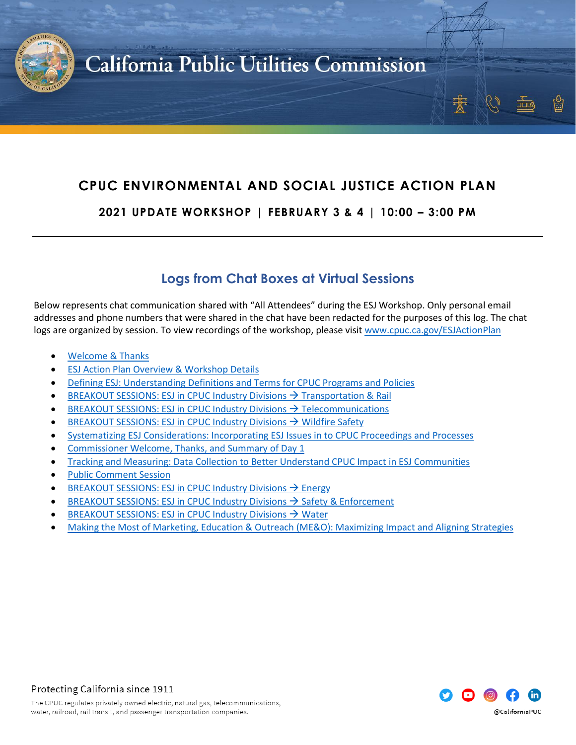# California Public Utilities Commission

## CPUC ENVIRONMENTAL AND SOCIAL JUSTICE ACTION PLAN

### 2021 UPDATE WORKSHOP | FEBRUARY 3 & 4 | 10:00 – 3:00 PM

---

## Logs from Chat Boxes at Virtual Sessions

Below represents chat communication shared with "All Attendees" during the ESJ Workshop. Only personal email addresses and phone numbers that were shared in the chat have been redacted for the purposes of this log. The chat logs are organized by session. To view recordings of the workshop, please visit www.cpuc.ca.gov/ESJActionPlan

- Welcome & Thanks
- ESJ Action Plan Overview & Workshop Details
- Defining ESJ: Understanding Definitions and Terms for CPUC Programs and Policies
- BREAKOUT SESSIONS: ESJ in CPUC Industry Divisions → Transportation & Rail
- BREAKOUT SESSIONS: ESJ in CPUC Industry Divisions → Telecommunications
- BREAKOUT SESSIONS: ESJ in CPUC Industry Divisions → Wildfire Safety
- Systematizing ESJ Considerations: Incorporating ESJ Issues in to CPUC Proceedings and Processes
- Commissioner Welcome, Thanks, and Summary of Day 1
- Tracking and Measuring: Data Collection to Better Understand CPUC Impact in ESJ Communities
- Public Comment Session
- BREAKOUT SESSIONS: ESJ in CPUC Industry Divisions → Energy
- BREAKOUT SESSIONS: ESJ in CPUC Industry Divisions → Safety & Enforcement
- BREAKOUT SESSIONS: ESJ in CPUC Industry Divisions → Water
- Making the Most of Marketing, Education & Outreach (ME&O): Maximizing Impact and Aligning Strategies

Protecting California since 1911

The CPUC regulates privately owned electric, natural gas, telecommunications, water, railroad, rail transit, and passenger transportation companies.

@CaliforniaPUC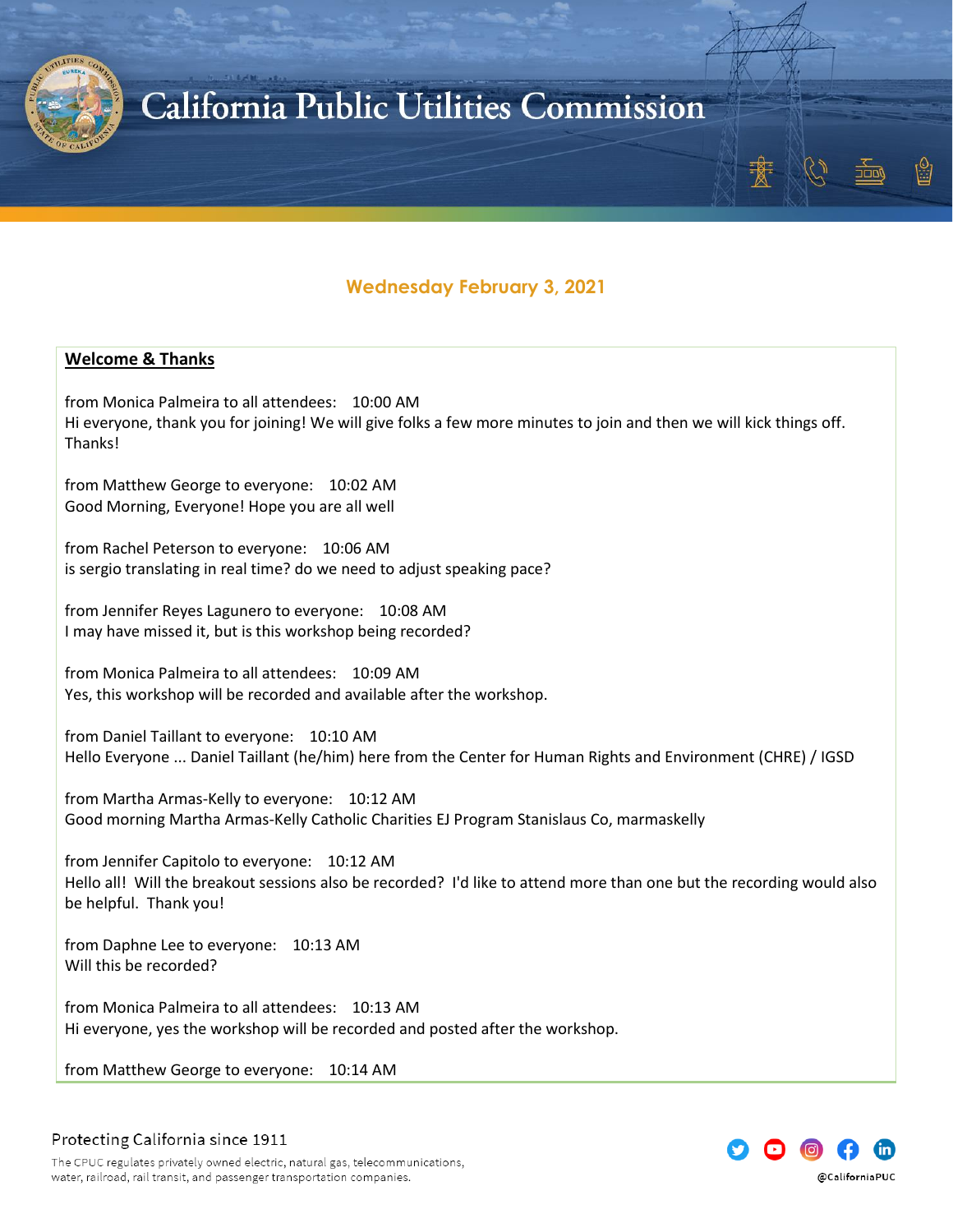### Wednesday February 3, 2021

**Welcome & Thanks**

from Monica Palmeira to all attendees:    10:00 AM
Hi everyone, thank you for joining! We will give folks a few more minutes to join and then we will kick things off. Thanks!

from Matthew George to everyone:    10:02 AM
Good Morning, Everyone! Hope you are all well

from Rachel Peterson to everyone:    10:06 AM
is sergio translating in real time? do we need to adjust speaking pace?

from Jennifer Reyes Lagunero to everyone:    10:08 AM
I may have missed it, but is this workshop being recorded?

from Monica Palmeira to all attendees:    10:09 AM
Yes, this workshop will be recorded and available after the workshop.

from Daniel Taillant to everyone:    10:10 AM
Hello Everyone ... Daniel Taillant (he/him) here from the Center for Human Rights and Environment (CHRE) / IGSD

from Martha Armas-Kelly to everyone:    10:12 AM
Good morning Martha Armas-Kelly Catholic Charities EJ Program Stanislaus Co, marmaskelly

from Jennifer Capitolo to everyone:    10:12 AM
Hello all! Will the breakout sessions also be recorded? I'd like to attend more than one but the recording would also be helpful. Thank you!

from Daphne Lee to everyone:    10:13 AM
Will this be recorded?

from Monica Palmeira to all attendees:    10:13 AM
Hi everyone, yes the workshop will be recorded and posted after the workshop.

from Matthew George to everyone:    10:14 AM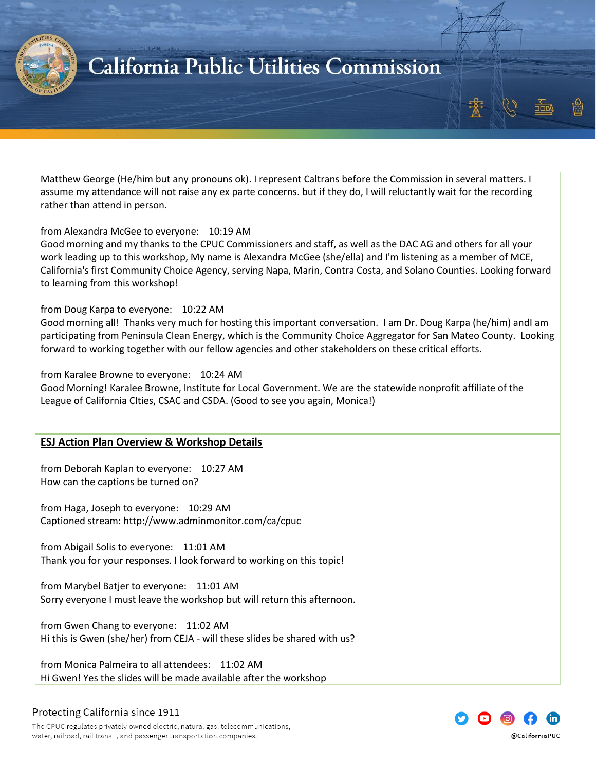Matthew George (He/him but any pronouns ok). I represent Caltrans before the Commission in several matters. I assume my attendance will not raise any ex parte concerns. but if they do, I will reluctantly wait for the recording rather than attend in person.

from Alexandra McGee to everyone: 10:19 AM
Good morning and my thanks to the CPUC Commissioners and staff, as well as the DAC AG and others for all your work leading up to this workshop, My name is Alexandra McGee (she/ella) and I'm listening as a member of MCE, California's first Community Choice Agency, serving Napa, Marin, Contra Costa, and Solano Counties. Looking forward to learning from this workshop!

from Doug Karpa to everyone: 10:22 AM
Good morning all! Thanks very much for hosting this important conversation. I am Dr. Doug Karpa (he/him) andI am participating from Peninsula Clean Energy, which is the Community Choice Aggregator for San Mateo County. Looking forward to working together with our fellow agencies and other stakeholders on these critical efforts.

from Karalee Browne to everyone: 10:24 AM
Good Morning! Karalee Browne, Institute for Local Government. We are the statewide nonprofit affiliate of the League of California CIties, CSAC and CSDA. (Good to see you again, Monica!)

## ESJ Action Plan Overview & Workshop Details

from Deborah Kaplan to everyone: 10:27 AM
How can the captions be turned on?

from Haga, Joseph to everyone: 10:29 AM
Captioned stream: http://www.adminmonitor.com/ca/cpuc

from Abigail Solis to everyone: 11:01 AM
Thank you for your responses. I look forward to working on this topic!

from Marybel Batjer to everyone: 11:01 AM
Sorry everyone I must leave the workshop but will return this afternoon.

from Gwen Chang to everyone: 11:02 AM
Hi this is Gwen (she/her) from CEJA - will these slides be shared with us?

from Monica Palmeira to all attendees: 11:02 AM
Hi Gwen! Yes the slides will be made available after the workshop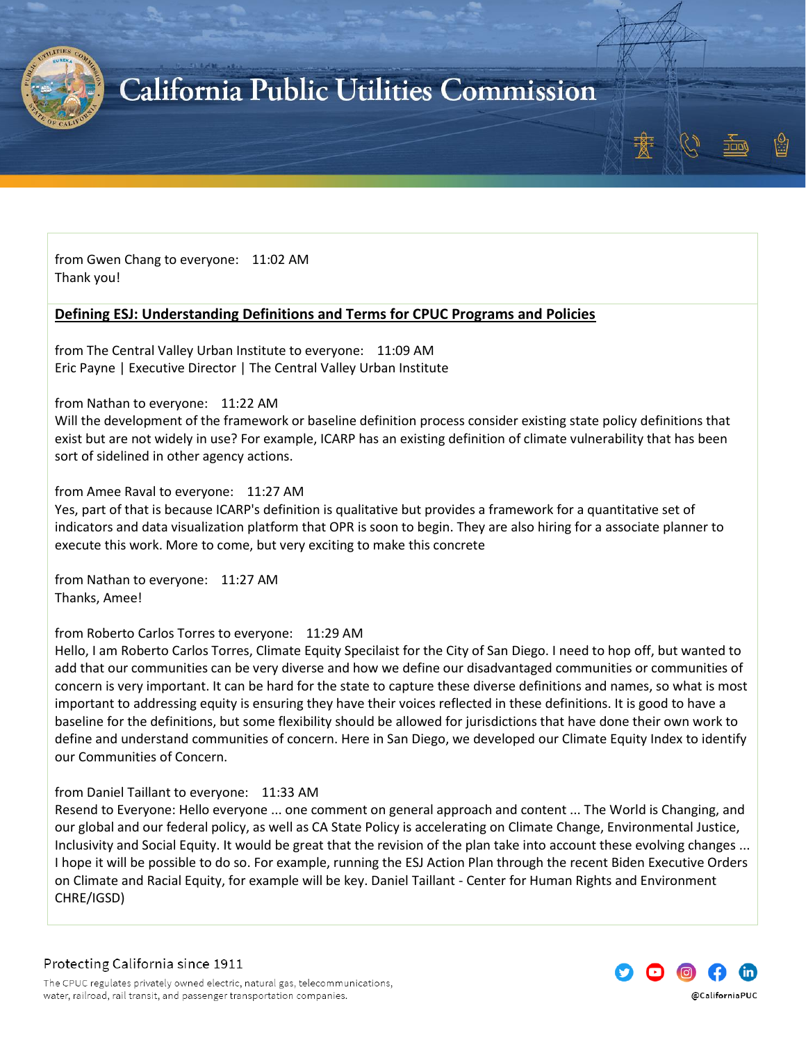from Gwen Chang to everyone: 11:02 AM
Thank you!

**Defining ESJ: Understanding Definitions and Terms for CPUC Programs and Policies**

from The Central Valley Urban Institute to everyone: 11:09 AM
Eric Payne | Executive Director | The Central Valley Urban Institute

from Nathan to everyone: 11:22 AM
Will the development of the framework or baseline definition process consider existing state policy definitions that exist but are not widely in use? For example, ICARP has an existing definition of climate vulnerability that has been sort of sidelined in other agency actions.

from Amee Raval to everyone: 11:27 AM
Yes, part of that is because ICARP's definition is qualitative but provides a framework for a quantitative set of indicators and data visualization platform that OPR is soon to begin. They are also hiring for a associate planner to execute this work. More to come, but very exciting to make this concrete

from Nathan to everyone: 11:27 AM
Thanks, Amee!

from Roberto Carlos Torres to everyone: 11:29 AM
Hello, I am Roberto Carlos Torres, Climate Equity Specilaist for the City of San Diego. I need to hop off, but wanted to add that our communities can be very diverse and how we define our disadvantaged communities or communities of concern is very important. It can be hard for the state to capture these diverse definitions and names, so what is most important to addressing equity is ensuring they have their voices reflected in these definitions. It is good to have a baseline for the definitions, but some flexibility should be allowed for jurisdictions that have done their own work to define and understand communities of concern. Here in San Diego, we developed our Climate Equity Index to identify our Communities of Concern.

from Daniel Taillant to everyone: 11:33 AM
Resend to Everyone: Hello everyone ... one comment on general approach and content ... The World is Changing, and our global and our federal policy, as well as CA State Policy is accelerating on Climate Change, Environmental Justice, Inclusivity and Social Equity. It would be great that the revision of the plan take into account these evolving changes ... I hope it will be possible to do so. For example, running the ESJ Action Plan through the recent Biden Executive Orders on Climate and Racial Equity, for example will be key. Daniel Taillant - Center for Human Rights and Environment CHRE/IGSD)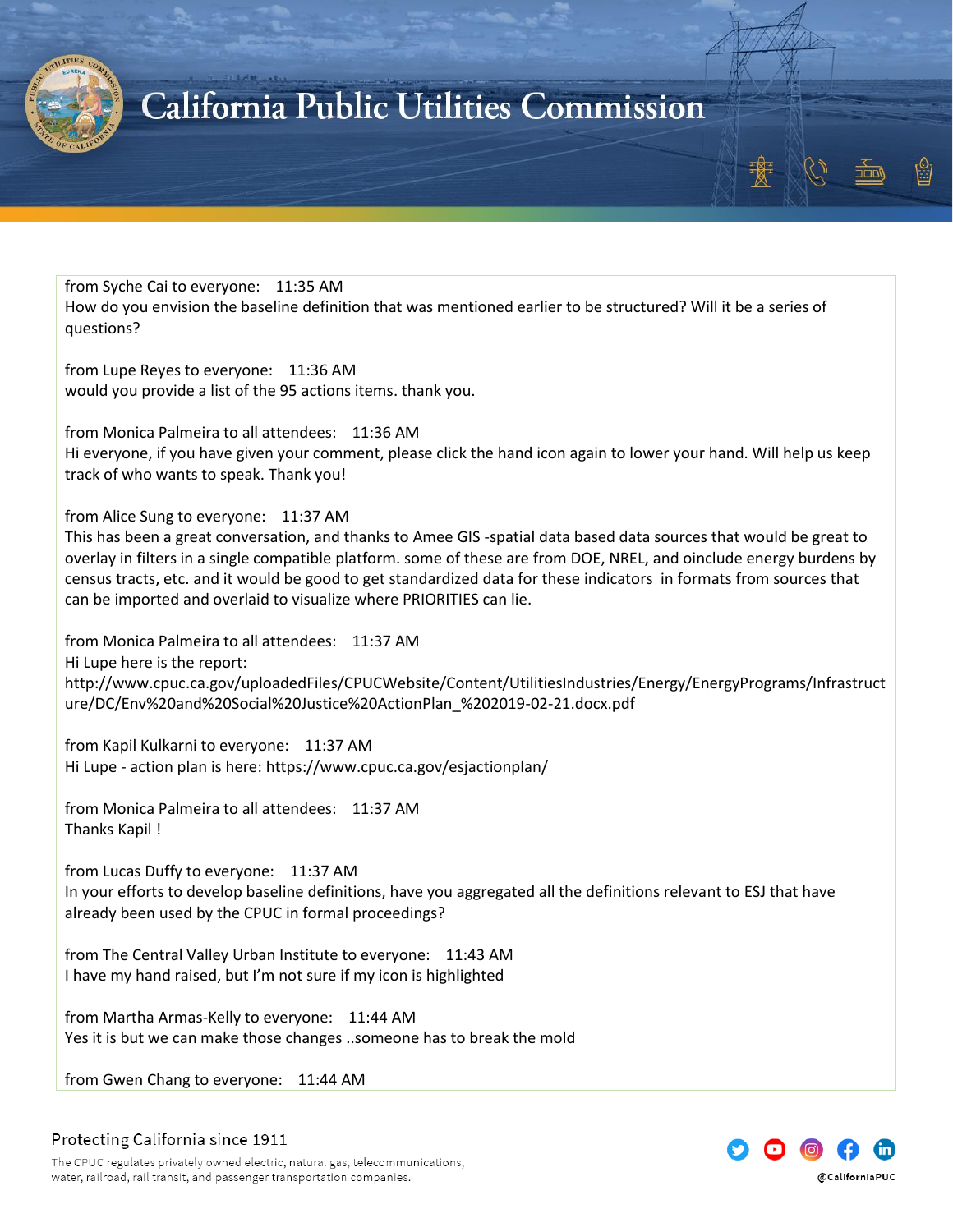from Syche Cai to everyone: 11:35 AM
How do you envision the baseline definition that was mentioned earlier to be structured? Will it be a series of questions?

from Lupe Reyes to everyone: 11:36 AM
would you provide a list of the 95 actions items. thank you.

from Monica Palmeira to all attendees: 11:36 AM
Hi everyone, if you have given your comment, please click the hand icon again to lower your hand. Will help us keep track of who wants to speak. Thank you!

from Alice Sung to everyone: 11:37 AM
This has been a great conversation, and thanks to Amee GIS -spatial data based data sources that would be great to overlay in filters in a single compatible platform. some of these are from DOE, NREL, and oinclude energy burdens by census tracts, etc. and it would be good to get standardized data for these indicators in formats from sources that can be imported and overlaid to visualize where PRIORITIES can lie.

from Monica Palmeira to all attendees: 11:37 AM
Hi Lupe here is the report:
http://www.cpuc.ca.gov/uploadedFiles/CPUCWebsite/Content/UtilitiesIndustries/Energy/EnergyPrograms/Infrastructure/DC/Env%20and%20Social%20Justice%20ActionPlan_%202019-02-21.docx.pdf

from Kapil Kulkarni to everyone: 11:37 AM
Hi Lupe - action plan is here: https://www.cpuc.ca.gov/esjactionplan/

from Monica Palmeira to all attendees: 11:37 AM
Thanks Kapil !

from Lucas Duffy to everyone: 11:37 AM
In your efforts to develop baseline definitions, have you aggregated all the definitions relevant to ESJ that have already been used by the CPUC in formal proceedings?

from The Central Valley Urban Institute to everyone: 11:43 AM
I have my hand raised, but I'm not sure if my icon is highlighted

from Martha Armas-Kelly to everyone: 11:44 AM
Yes it is but we can make those changes ..someone has to break the mold

from Gwen Chang to everyone: 11:44 AM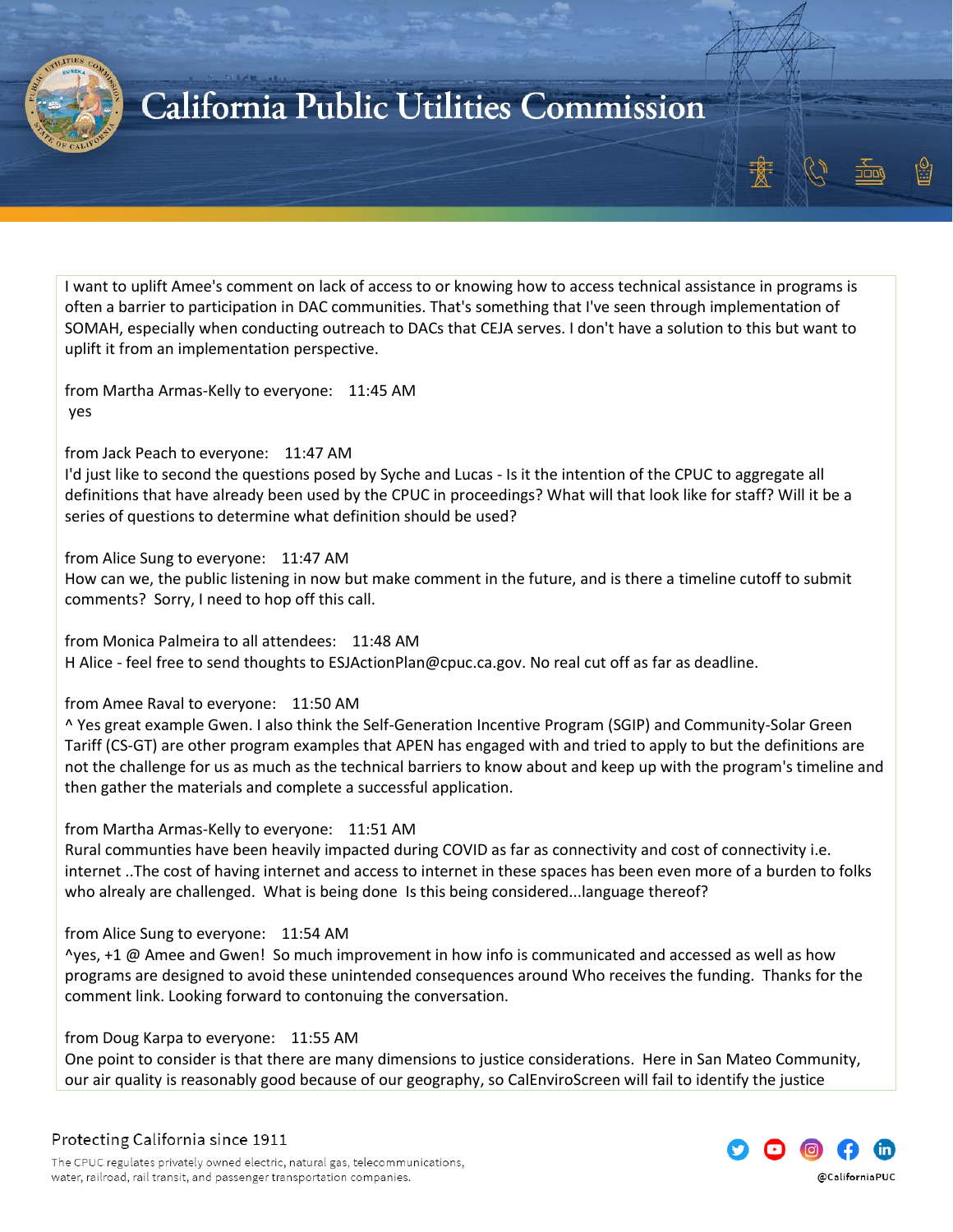I want to uplift Amee's comment on lack of access to or knowing how to access technical assistance in programs is often a barrier to participation in DAC communities. That's something that I've seen through implementation of SOMAH, especially when conducting outreach to DACs that CEJA serves. I don't have a solution to this but want to uplift it from an implementation perspective.

from Martha Armas-Kelly to everyone: 11:45 AM
yes

from Jack Peach to everyone: 11:47 AM
I'd just like to second the questions posed by Syche and Lucas - Is it the intention of the CPUC to aggregate all definitions that have already been used by the CPUC in proceedings? What will that look like for staff? Will it be a series of questions to determine what definition should be used?

from Alice Sung to everyone: 11:47 AM
How can we, the public listening in now but make comment in the future, and is there a timeline cutoff to submit comments? Sorry, I need to hop off this call.

from Monica Palmeira to all attendees: 11:48 AM
H Alice - feel free to send thoughts to ESJActionPlan@cpuc.ca.gov. No real cut off as far as deadline.

from Amee Raval to everyone: 11:50 AM
^ Yes great example Gwen. I also think the Self-Generation Incentive Program (SGIP) and Community-Solar Green Tariff (CS-GT) are other program examples that APEN has engaged with and tried to apply to but the definitions are not the challenge for us as much as the technical barriers to know about and keep up with the program's timeline and then gather the materials and complete a successful application.

from Martha Armas-Kelly to everyone: 11:51 AM
Rural communties have been heavily impacted during COVID as far as connectivity and cost of connectivity i.e. internet ..The cost of having internet and access to internet in these spaces has been even more of a burden to folks who alrealy are challenged. What is being done Is this being considered...language thereof?

from Alice Sung to everyone: 11:54 AM
^yes, +1 @ Amee and Gwen! So much improvement in how info is communicated and accessed as well as how programs are designed to avoid these unintended consequences around Who receives the funding. Thanks for the comment link. Looking forward to contonuing the conversation.

from Doug Karpa to everyone: 11:55 AM
One point to consider is that there are many dimensions to justice considerations. Here in San Mateo Community, our air quality is reasonably good because of our geography, so CalEnviroScreen will fail to identify the justice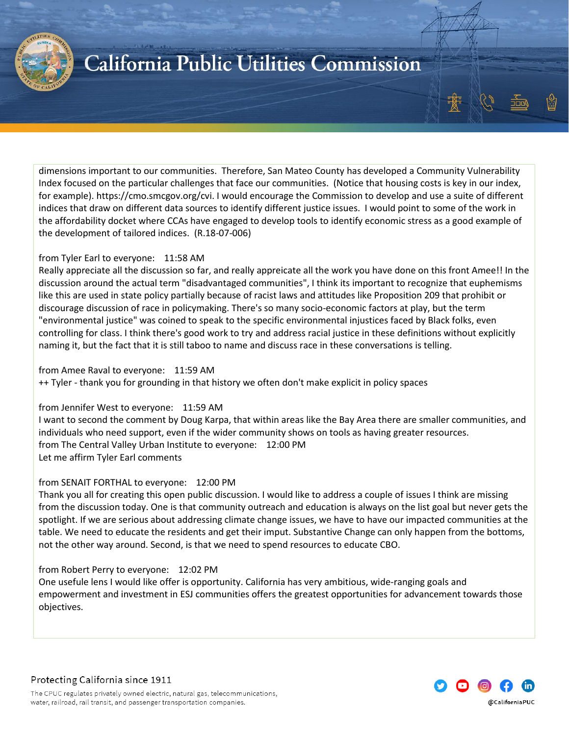dimensions important to our communities. Therefore, San Mateo County has developed a Community Vulnerability Index focused on the particular challenges that face our communities. (Notice that housing costs is key in our index, for example). https://cmo.smcgov.org/cvi. I would encourage the Commission to develop and use a suite of different indices that draw on different data sources to identify different justice issues. I would point to some of the work in the affordability docket where CCAs have engaged to develop tools to identify economic stress as a good example of the development of tailored indices. (R.18-07-006)

from Tyler Earl to everyone: 11:58 AM
Really appreciate all the discussion so far, and really appreicate all the work you have done on this front Amee!! In the discussion around the actual term "disadvantaged communities", I think its important to recognize that euphemisms like this are used in state policy partially because of racist laws and attitudes like Proposition 209 that prohibit or discourage discussion of race in policymaking. There's so many socio-economic factors at play, but the term "environmental justice" was coined to speak to the specific environmental injustices faced by Black folks, even controlling for class. I think there's good work to try and address racial justice in these definitions without explicitly naming it, but the fact that it is still taboo to name and discuss race in these conversations is telling.

from Amee Raval to everyone: 11:59 AM
++ Tyler - thank you for grounding in that history we often don't make explicit in policy spaces

from Jennifer West to everyone: 11:59 AM
I want to second the comment by Doug Karpa, that within areas like the Bay Area there are smaller communities, and individuals who need support, even if the wider community shows on tools as having greater resources.
from The Central Valley Urban Institute to everyone: 12:00 PM
Let me affirm Tyler Earl comments

from SENAIT FORTHAL to everyone: 12:00 PM
Thank you all for creating this open public discussion. I would like to address a couple of issues I think are missing from the discussion today. One is that community outreach and education is always on the list goal but never gets the spotlight. If we are serious about addressing climate change issues, we have to have our impacted communities at the table. We need to educate the residents and get their imput. Substantive Change can only happen from the bottoms, not the other way around. Second, is that we need to spend resources to educate CBO.

from Robert Perry to everyone: 12:02 PM
One usefule lens I would like offer is opportunity. California has very ambitious, wide-ranging goals and empowerment and investment in ESJ communities offers the greatest opportunities for advancement towards those objectives.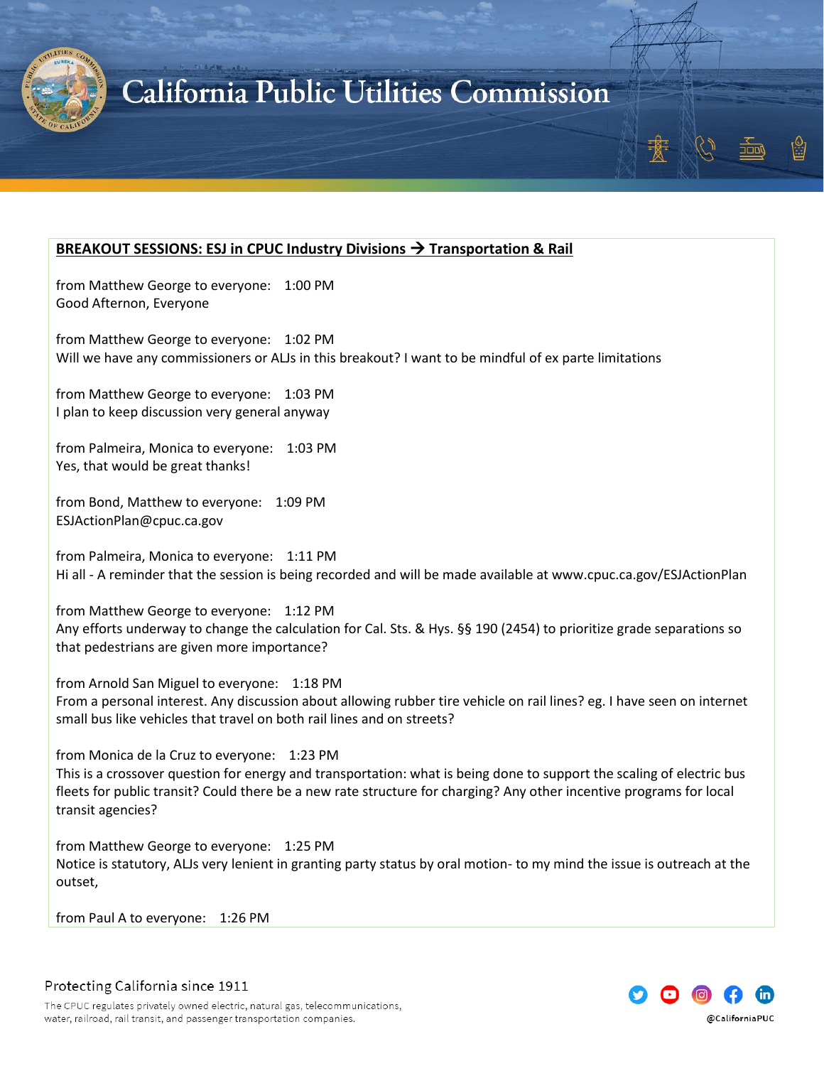**BREAKOUT SESSIONS: ESJ in CPUC Industry Divisions → Transportation & Rail**

from Matthew George to everyone: 1:00 PM
Good Afternoon, Everyone

from Matthew George to everyone: 1:02 PM
Will we have any commissioners or ALJs in this breakout? I want to be mindful of ex parte limitations

from Matthew George to everyone: 1:03 PM
I plan to keep discussion very general anyway

from Palmeira, Monica to everyone: 1:03 PM
Yes, that would be great thanks!

from Bond, Matthew to everyone: 1:09 PM
ESJActionPlan@cpuc.ca.gov

from Palmeira, Monica to everyone: 1:11 PM
Hi all - A reminder that the session is being recorded and will be made available at www.cpuc.ca.gov/ESJActionPlan

from Matthew George to everyone: 1:12 PM
Any efforts underway to change the calculation for Cal. Sts. & Hys. §§ 190 (2454) to prioritize grade separations so that pedestrians are given more importance?

from Arnold San Miguel to everyone: 1:18 PM
From a personal interest. Any discussion about allowing rubber tire vehicle on rail lines? eg. I have seen on internet small bus like vehicles that travel on both rail lines and on streets?

from Monica de la Cruz to everyone: 1:23 PM
This is a crossover question for energy and transportation: what is being done to support the scaling of electric bus fleets for public transit? Could there be a new rate structure for charging? Any other incentive programs for local transit agencies?

from Matthew George to everyone: 1:25 PM
Notice is statutory, ALJs very lenient in granting party status by oral motion- to my mind the issue is outreach at the outset,

from Paul A to everyone: 1:26 PM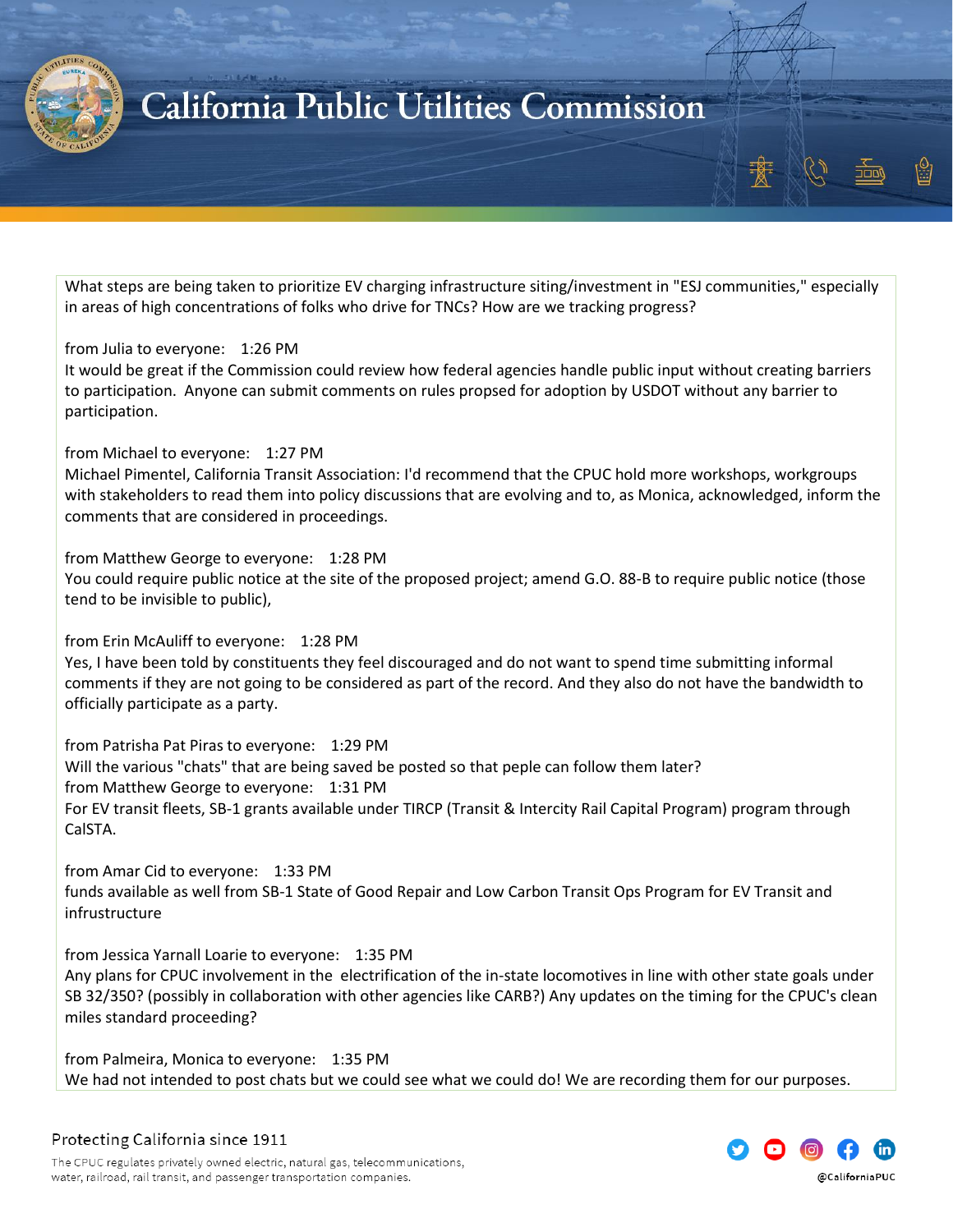What steps are being taken to prioritize EV charging infrastructure siting/investment in "ESJ communities," especially in areas of high concentrations of folks who drive for TNCs? How are we tracking progress?

from Julia to everyone: 1:26 PM
It would be great if the Commission could review how federal agencies handle public input without creating barriers to participation. Anyone can submit comments on rules propsed for adoption by USDOT without any barrier to participation.

from Michael to everyone: 1:27 PM
Michael Pimentel, California Transit Association: I'd recommend that the CPUC hold more workshops, workgroups with stakeholders to read them into policy discussions that are evolving and to, as Monica, acknowledged, inform the comments that are considered in proceedings.

from Matthew George to everyone: 1:28 PM
You could require public notice at the site of the proposed project; amend G.O. 88-B to require public notice (those tend to be invisible to public),

from Erin McAuliff to everyone: 1:28 PM
Yes, I have been told by constituents they feel discouraged and do not want to spend time submitting informal comments if they are not going to be considered as part of the record. And they also do not have the bandwidth to officially participate as a party.

from Patrisha Pat Piras to everyone: 1:29 PM
Will the various "chats" that are being saved be posted so that peple can follow them later?
from Matthew George to everyone: 1:31 PM
For EV transit fleets, SB-1 grants available under TIRCP (Transit & Intercity Rail Capital Program) program through CalSTA.

from Amar Cid to everyone: 1:33 PM
funds available as well from SB-1 State of Good Repair and Low Carbon Transit Ops Program for EV Transit and infrastructure

from Jessica Yarnall Loarie to everyone: 1:35 PM
Any plans for CPUC involvement in the electrification of the in-state locomotives in line with other state goals under SB 32/350? (possibly in collaboration with other agencies like CARB?) Any updates on the timing for the CPUC's clean miles standard proceeding?

from Palmeira, Monica to everyone: 1:35 PM
We had not intended to post chats but we could see what we could do! We are recording them for our purposes.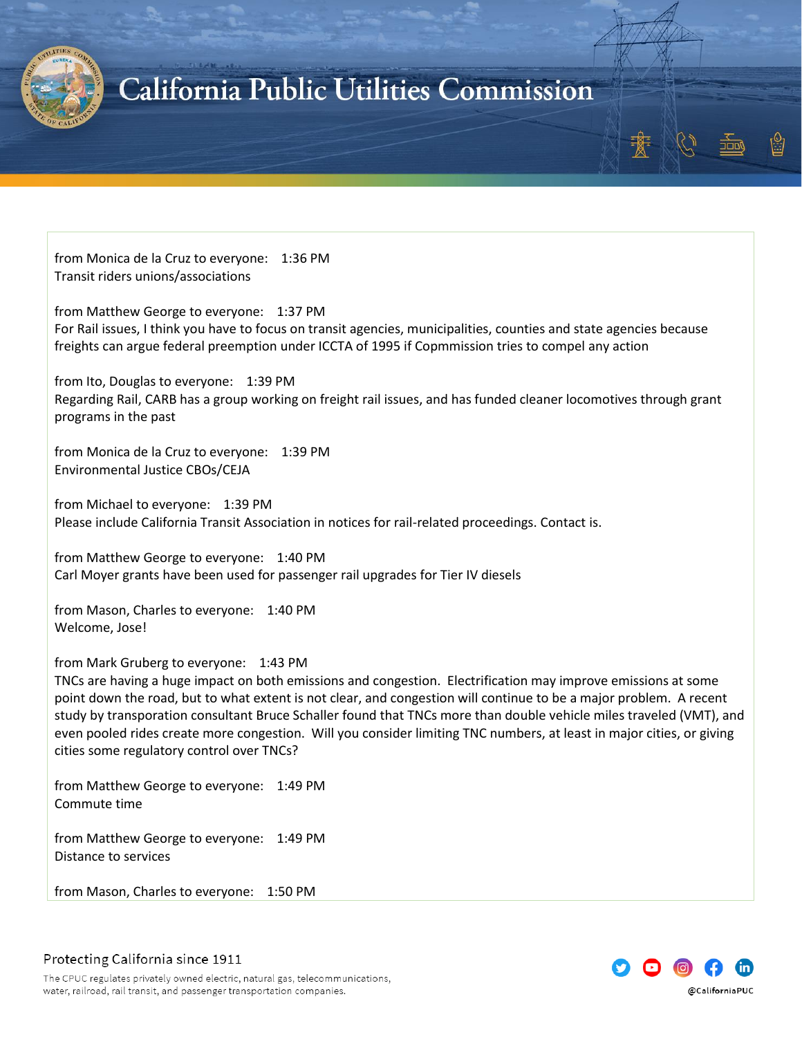from Monica de la Cruz to everyone:    1:36 PM
Transit riders unions/associations

from Matthew George to everyone:    1:37 PM
For Rail issues, I think you have to focus on transit agencies, municipalities, counties and state agencies because freights can argue federal preemption under ICCTA of 1995 if Copmmission tries to compel any action

from Ito, Douglas to everyone:    1:39 PM
Regarding Rail, CARB has a group working on freight rail issues, and has funded cleaner locomotives through grant programs in the past

from Monica de la Cruz to everyone:    1:39 PM
Environmental Justice CBOs/CEJA

from Michael to everyone:    1:39 PM
Please include California Transit Association in notices for rail-related proceedings. Contact is.

from Matthew George to everyone:    1:40 PM
Carl Moyer grants have been used for passenger rail upgrades for Tier IV diesels

from Mason, Charles to everyone:    1:40 PM
Welcome, Jose!

from Mark Gruberg to everyone:    1:43 PM
TNCs are having a huge impact on both emissions and congestion.  Electrification may improve emissions at some point down the road, but to what extent is not clear, and congestion will continue to be a major problem.  A recent study by transporation consultant Bruce Schaller found that TNCs more than double vehicle miles traveled (VMT), and even pooled rides create more congestion.  Will you consider limiting TNC numbers, at least in major cities, or giving cities some regulatory control over TNCs?

from Matthew George to everyone:    1:49 PM
Commute time

from Matthew George to everyone:    1:49 PM
Distance to services

from Mason, Charles to everyone:    1:50 PM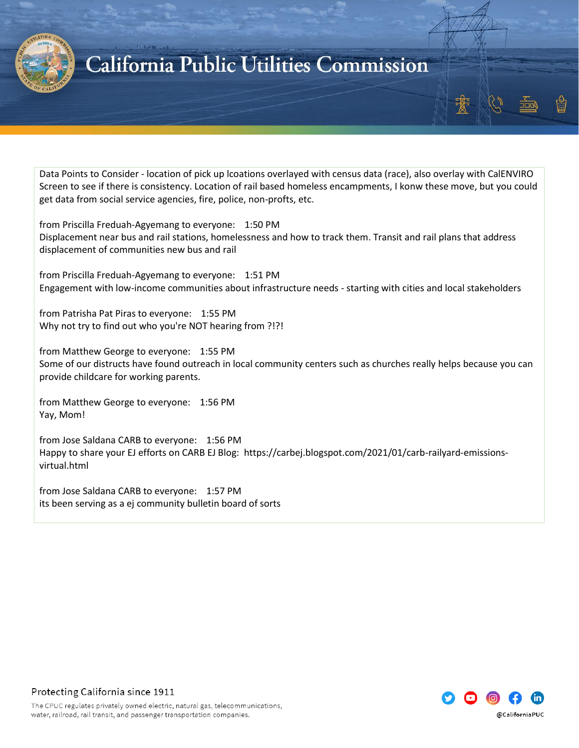Data Points to Consider - location of pick up lcoations overlayed with census data (race), also overlay with CalENVIRO Screen to see if there is consistency. Location of rail based homeless encampments, I konw these move, but you could get data from social service agencies, fire, police, non-profts, etc.

from Priscilla Freduah-Agyemang to everyone: 1:50 PM
Displacement near bus and rail stations, homelessness and how to track them. Transit and rail plans that address displacement of communities new bus and rail

from Priscilla Freduah-Agyemang to everyone: 1:51 PM
Engagement with low-income communities about infrastructure needs - starting with cities and local stakeholders

from Patrisha Pat Piras to everyone: 1:55 PM
Why not try to find out who you're NOT hearing from ?!?!

from Matthew George to everyone: 1:55 PM
Some of our distructs have found outreach in local community centers such as churches really helps because you can provide childcare for working parents.

from Matthew George to everyone: 1:56 PM
Yay, Mom!

from Jose Saldana CARB to everyone: 1:56 PM
Happy to share your EJ efforts on CARB EJ Blog: https://carbej.blogspot.com/2021/01/carb-railyard-emissions-virtual.html

from Jose Saldana CARB to everyone: 1:57 PM
its been serving as a ej community bulletin board of sorts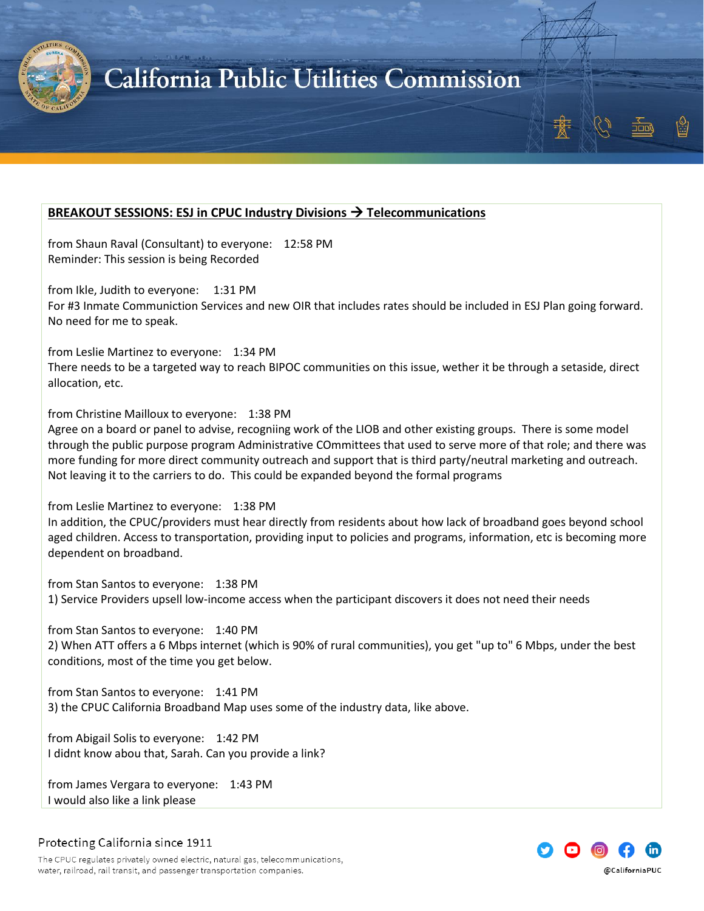**BREAKOUT SESSIONS: ESJ in CPUC Industry Divisions → Telecommunications**

from Shaun Raval (Consultant) to everyone: 12:58 PM
Reminder: This session is being Recorded

from Ikle, Judith to everyone: 1:31 PM
For #3 Inmate Communiction Services and new OIR that includes rates should be included in ESJ Plan going forward. No need for me to speak.

from Leslie Martinez to everyone: 1:34 PM
There needs to be a targeted way to reach BIPOC communities on this issue, wether it be through a setaside, direct allocation, etc.

from Christine Mailloux to everyone: 1:38 PM
Agree on a board or panel to advise, recogniing work of the LIOB and other existing groups. There is some model through the public purpose program Administrative COmmittees that used to serve more of that role; and there was more funding for more direct community outreach and support that is third party/neutral marketing and outreach. Not leaving it to the carriers to do. This could be expanded beyond the formal programs

from Leslie Martinez to everyone: 1:38 PM
In addition, the CPUC/providers must hear directly from residents about how lack of broadband goes beyond school aged children. Access to transportation, providing input to policies and programs, information, etc is becoming more dependent on broadband.

from Stan Santos to everyone: 1:38 PM
1) Service Providers upsell low-income access when the participant discovers it does not need their needs

from Stan Santos to everyone: 1:40 PM
2) When ATT offers a 6 Mbps internet (which is 90% of rural communities), you get "up to" 6 Mbps, under the best conditions, most of the time you get below.

from Stan Santos to everyone: 1:41 PM
3) the CPUC California Broadband Map uses some of the industry data, like above.

from Abigail Solis to everyone: 1:42 PM
I didnt know abou that, Sarah. Can you provide a link?

from James Vergara to everyone: 1:43 PM
I would also like a link please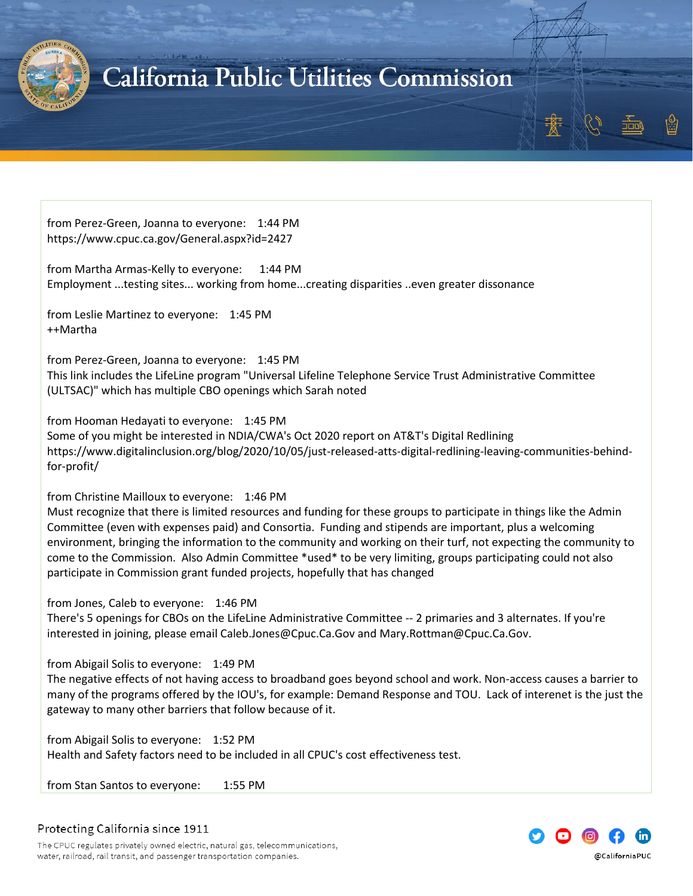from Perez-Green, Joanna to everyone: 1:44 PM
https://www.cpuc.ca.gov/General.aspx?id=2427

from Martha Armas-Kelly to everyone: 1:44 PM
Employment ...testing sites... working from home...creating disparities ..even greater dissonance

from Leslie Martinez to everyone: 1:45 PM
++Martha

from Perez-Green, Joanna to everyone: 1:45 PM
This link includes the LifeLine program "Universal Lifeline Telephone Service Trust Administrative Committee (ULTSAC)" which has multiple CBO openings which Sarah noted

from Hooman Hedayati to everyone: 1:45 PM
Some of you might be interested in NDIA/CWA's Oct 2020 report on AT&T's Digital Redlining
https://www.digitalinclusion.org/blog/2020/10/05/just-released-atts-digital-redlining-leaving-communities-behind-for-profit/

from Christine Mailloux to everyone: 1:46 PM
Must recognize that there is limited resources and funding for these groups to participate in things like the Admin Committee (even with expenses paid) and Consortia. Funding and stipends are important, plus a welcoming environment, bringing the information to the community and working on their turf, not expecting the community to come to the Commission. Also Admin Committee *used* to be very limiting, groups participating could not also participate in Commission grant funded projects, hopefully that has changed

from Jones, Caleb to everyone: 1:46 PM
There's 5 openings for CBOs on the LifeLine Administrative Committee -- 2 primaries and 3 alternates. If you're interested in joining, please email Caleb.Jones@Cpuc.Ca.Gov and Mary.Rottman@Cpuc.Ca.Gov.

from Abigail Solis to everyone: 1:49 PM
The negative effects of not having access to broadband goes beyond school and work. Non-access causes a barrier to many of the programs offered by the IOU's, for example: Demand Response and TOU. Lack of interenet is the just the gateway to many other barriers that follow because of it.

from Abigail Solis to everyone: 1:52 PM
Health and Safety factors need to be included in all CPUC's cost effectiveness test.

from Stan Santos to everyone: 1:55 PM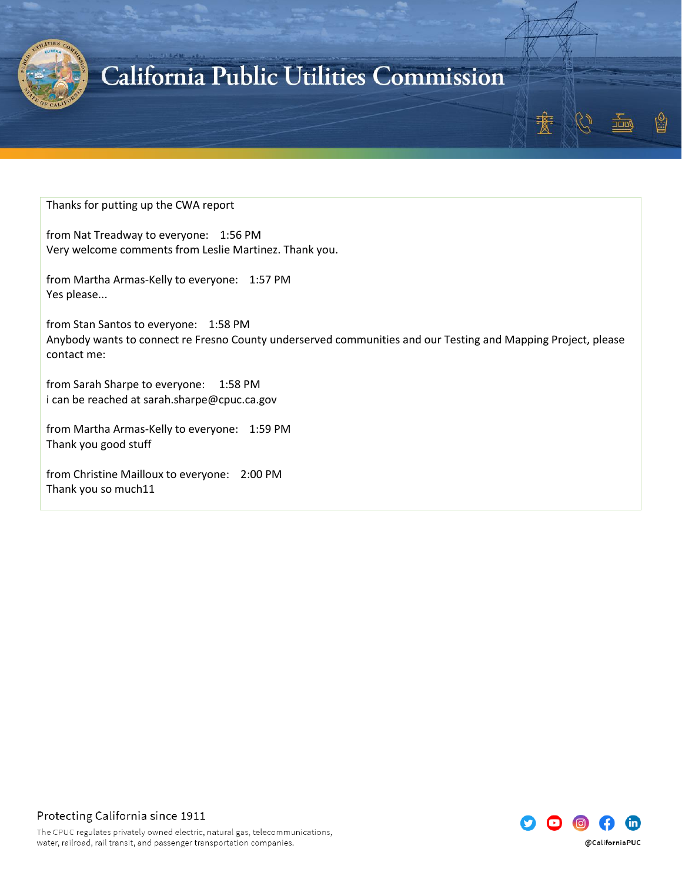Thanks for putting up the CWA report

from Nat Treadway to everyone: 1:56 PM
Very welcome comments from Leslie Martinez. Thank you.

from Martha Armas-Kelly to everyone: 1:57 PM
Yes please...

from Stan Santos to everyone: 1:58 PM
Anybody wants to connect re Fresno County underserved communities and our Testing and Mapping Project, please contact me:

from Sarah Sharpe to everyone: 1:58 PM
i can be reached at sarah.sharpe@cpuc.ca.gov

from Martha Armas-Kelly to everyone: 1:59 PM
Thank you good stuff

from Christine Mailloux to everyone: 2:00 PM
Thank you so much11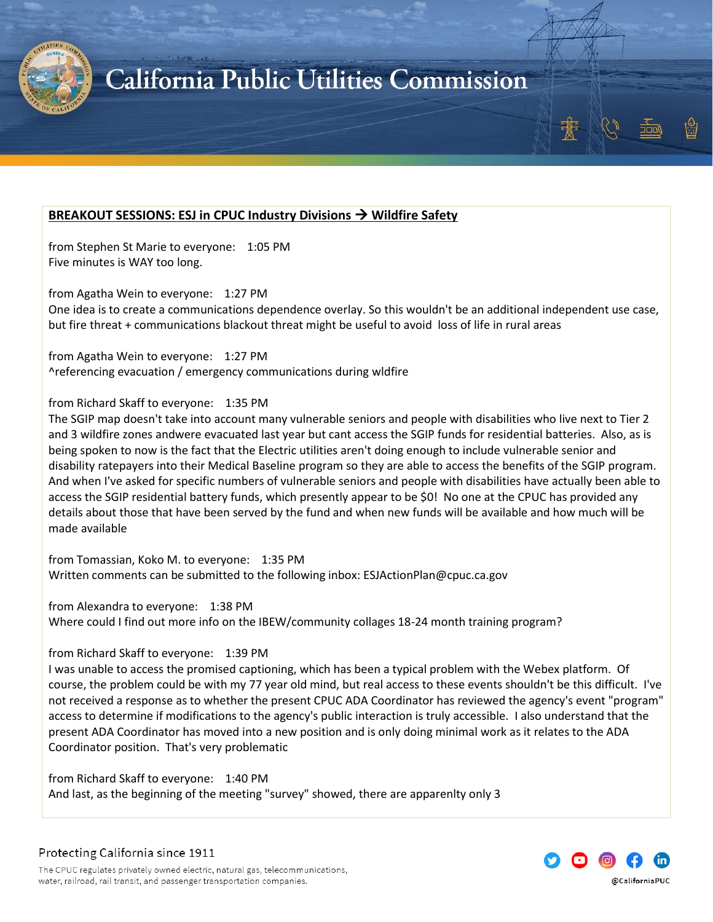**BREAKOUT SESSIONS: ESJ in CPUC Industry Divisions → Wildfire Safety**

from Stephen St Marie to everyone: 1:05 PM
Five minutes is WAY too long.

from Agatha Wein to everyone: 1:27 PM
One idea is to create a communications dependence overlay. So this wouldn't be an additional independent use case, but fire threat + communications blackout threat might be useful to avoid loss of life in rural areas

from Agatha Wein to everyone: 1:27 PM
^referencing evacuation / emergency communications during wldfire

from Richard Skaff to everyone: 1:35 PM
The SGIP map doesn't take into account many vulnerable seniors and people with disabilities who live next to Tier 2 and 3 wildfire zones andwere evacuated last year but cant access the SGIP funds for residential batteries. Also, as is being spoken to now is the fact that the Electric utilities aren't doing enough to include vulnerable senior and disability ratepayers into their Medical Baseline program so they are able to access the benefits of the SGIP program. And when I've asked for specific numbers of vulnerable seniors and people with disabilities have actually been able to access the SGIP residential battery funds, which presently appear to be $0! No one at the CPUC has provided any details about those that have been served by the fund and when new funds will be available and how much will be made available

from Tomassian, Koko M. to everyone: 1:35 PM
Written comments can be submitted to the following inbox: ESJActionPlan@cpuc.ca.gov

from Alexandra to everyone: 1:38 PM
Where could I find out more info on the IBEW/community collages 18-24 month training program?

from Richard Skaff to everyone: 1:39 PM
I was unable to access the promised captioning, which has been a typical problem with the Webex platform. Of course, the problem could be with my 77 year old mind, but real access to these events shouldn't be this difficult. I've not received a response as to whether the present CPUC ADA Coordinator has reviewed the agency's event "program" access to determine if modifications to the agency's public interaction is truly accessible. I also understand that the present ADA Coordinator has moved into a new position and is only doing minimal work as it relates to the ADA Coordinator position. That's very problematic

from Richard Skaff to everyone: 1:40 PM
And last, as the beginning of the meeting "survey" showed, there are apparenlty only 3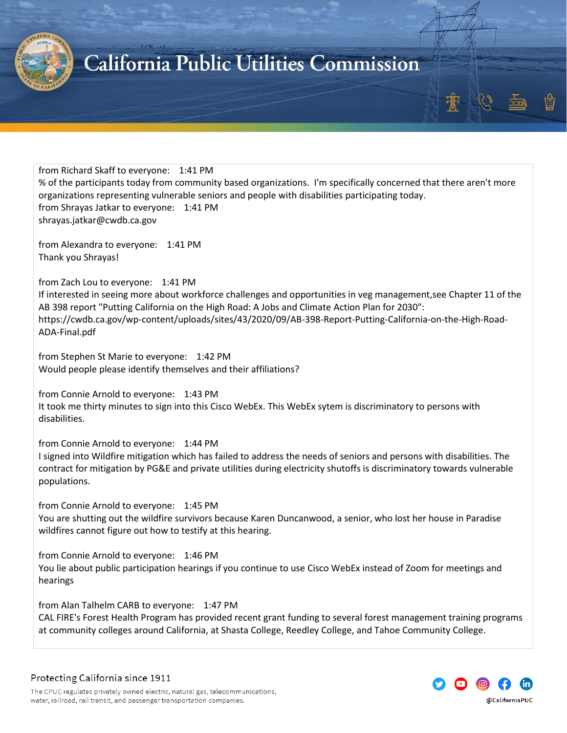from Richard Skaff to everyone: 1:41 PM
% of the participants today from community based organizations. I'm specifically concerned that there aren't more organizations representing vulnerable seniors and people with disabilities participating today.
from Shrayas Jatkar to everyone: 1:41 PM
shrayas.jatkar@cwdb.ca.gov

from Alexandra to everyone: 1:41 PM
Thank you Shrayas!

from Zach Lou to everyone: 1:41 PM
If interested in seeing more about workforce challenges and opportunities in veg management,see Chapter 11 of the AB 398 report "Putting California on the High Road: A Jobs and Climate Action Plan for 2030": https://cwdb.ca.gov/wp-content/uploads/sites/43/2020/09/AB-398-Report-Putting-California-on-the-High-Road-ADA-Final.pdf

from Stephen St Marie to everyone: 1:42 PM
Would people please identify themselves and their affiliations?

from Connie Arnold to everyone: 1:43 PM
It took me thirty minutes to sign into this Cisco WebEx. This WebEx sytem is discriminatory to persons with disabilities.

from Connie Arnold to everyone: 1:44 PM
I signed into Wildfire mitigation which has failed to address the needs of seniors and persons with disabilities. The contract for mitigation by PG&E and private utilities during electricity shutoffs is discriminatory towards vulnerable populations.

from Connie Arnold to everyone: 1:45 PM
You are shutting out the wildfire survivors because Karen Duncanwood, a senior, who lost her house in Paradise wildfires cannot figure out how to testify at this hearing.

from Connie Arnold to everyone: 1:46 PM
You lie about public participation hearings if you continue to use Cisco WebEx instead of Zoom for meetings and hearings

from Alan Talhelm CARB to everyone: 1:47 PM
CAL FIRE's Forest Health Program has provided recent grant funding to several forest management training programs at community colleges around California, at Shasta College, Reedley College, and Tahoe Community College.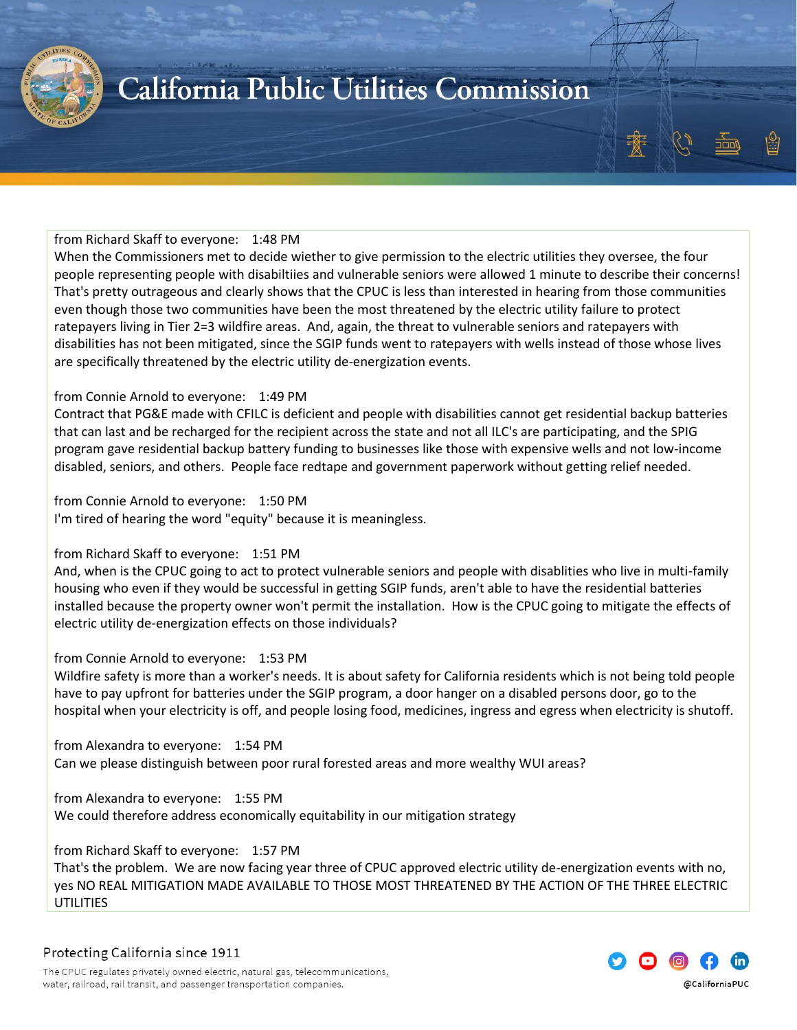from Richard Skaff to everyone: 1:48 PM
When the Commissioners met to decide wiether to give permission to the electric utilities they oversee, the four people representing people with disabiltiies and vulnerable seniors were allowed 1 minute to describe their concerns! That's pretty outrageous and clearly shows that the CPUC is less than interested in hearing from those communities even though those two communities have been the most threatened by the electric utility failure to protect ratepayers living in Tier 2=3 wildfire areas. And, again, the threat to vulnerable seniors and ratepayers with disabilities has not been mitigated, since the SGIP funds went to ratepayers with wells instead of those whose lives are specifically threatened by the electric utility de-energization events.

from Connie Arnold to everyone: 1:49 PM
Contract that PG&E made with CFILC is deficient and people with disabilities cannot get residential backup batteries that can last and be recharged for the recipient across the state and not all ILC's are participating, and the SPIG program gave residential backup battery funding to businesses like those with expensive wells and not low-income disabled, seniors, and others. People face redtape and government paperwork without getting relief needed.

from Connie Arnold to everyone: 1:50 PM
I'm tired of hearing the word "equity" because it is meaningless.

from Richard Skaff to everyone: 1:51 PM
And, when is the CPUC going to act to protect vulnerable seniors and people with disablities who live in multi-family housing who even if they would be successful in getting SGIP funds, aren't able to have the residential batteries installed because the property owner won't permit the installation. How is the CPUC going to mitigate the effects of electric utility de-energization effects on those individuals?

from Connie Arnold to everyone: 1:53 PM
Wildfire safety is more than a worker's needs. It is about safety for California residents which is not being told people have to pay upfront for batteries under the SGIP program, a door hanger on a disabled persons door, go to the hospital when your electricity is off, and people losing food, medicines, ingress and egress when electricity is shutoff.

from Alexandra to everyone: 1:54 PM
Can we please distinguish between poor rural forested areas and more wealthy WUI areas?

from Alexandra to everyone: 1:55 PM
We could therefore address economically equitability in our mitigation strategy

from Richard Skaff to everyone: 1:57 PM
That's the problem. We are now facing year three of CPUC approved electric utility de-energization events with no, yes NO REAL MITIGATION MADE AVAILABLE TO THOSE MOST THREATENED BY THE ACTION OF THE THREE ELECTRIC UTILITIES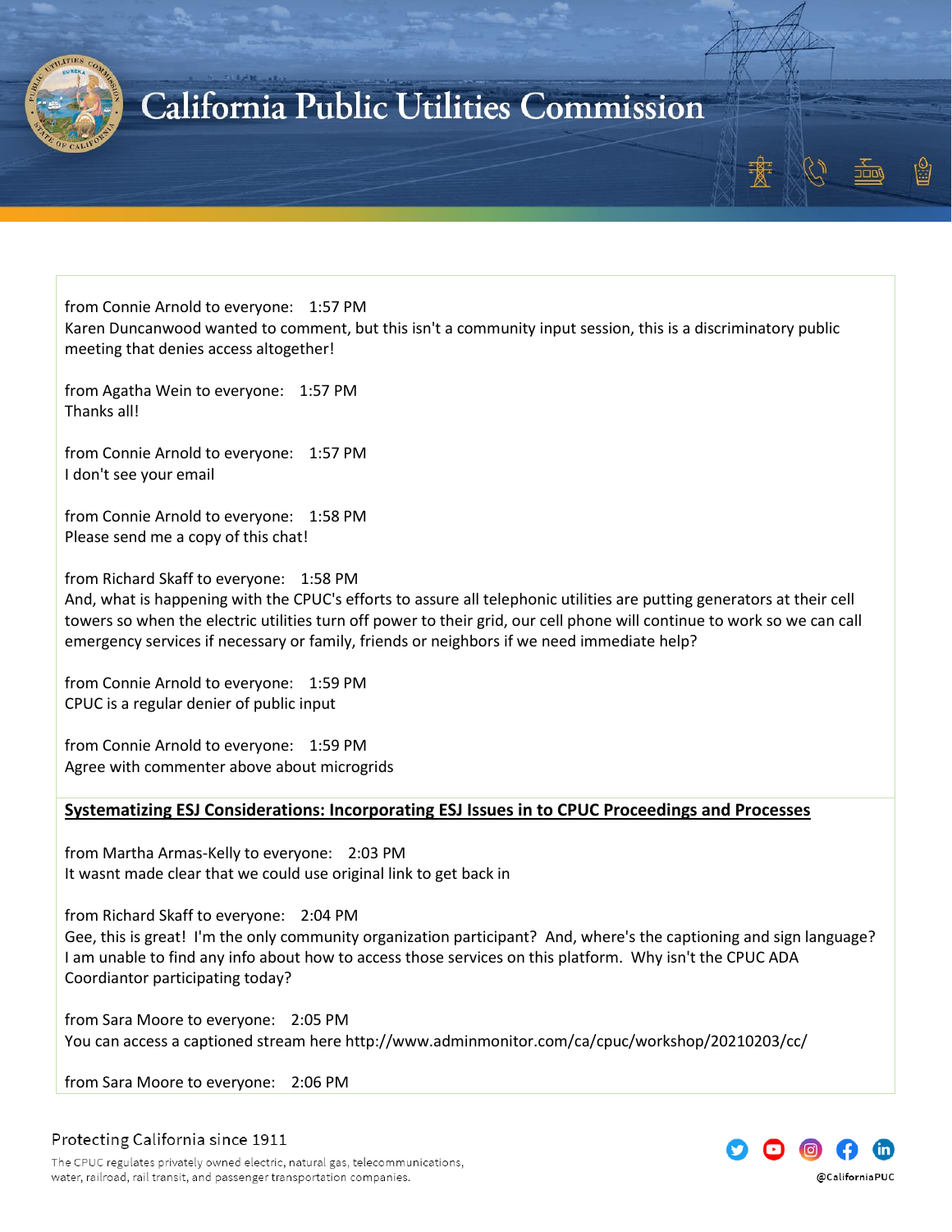from Connie Arnold to everyone: 1:57 PM
Karen Duncanwood wanted to comment, but this isn't a community input session, this is a discriminatory public meeting that denies access altogether!

from Agatha Wein to everyone: 1:57 PM
Thanks all!

from Connie Arnold to everyone: 1:57 PM
I don't see your email

from Connie Arnold to everyone: 1:58 PM
Please send me a copy of this chat!

from Richard Skaff to everyone: 1:58 PM
And, what is happening with the CPUC's efforts to assure all telephonic utilities are putting generators at their cell towers so when the electric utilities turn off power to their grid, our cell phone will continue to work so we can call emergency services if necessary or family, friends or neighbors if we need immediate help?

from Connie Arnold to everyone: 1:59 PM
CPUC is a regular denier of public input

from Connie Arnold to everyone: 1:59 PM
Agree with commenter above about microgrids

**Systematizing ESJ Considerations: Incorporating ESJ Issues in to CPUC Proceedings and Processes**

from Martha Armas-Kelly to everyone: 2:03 PM
It wasnt made clear that we could use original link to get back in

from Richard Skaff to everyone: 2:04 PM
Gee, this is great! I'm the only community organization participant? And, where's the captioning and sign language? I am unable to find any info about how to access those services on this platform. Why isn't the CPUC ADA Coordiantor participating today?

from Sara Moore to everyone: 2:05 PM
You can access a captioned stream here http://www.adminmonitor.com/ca/cpuc/workshop/20210203/cc/

from Sara Moore to everyone: 2:06 PM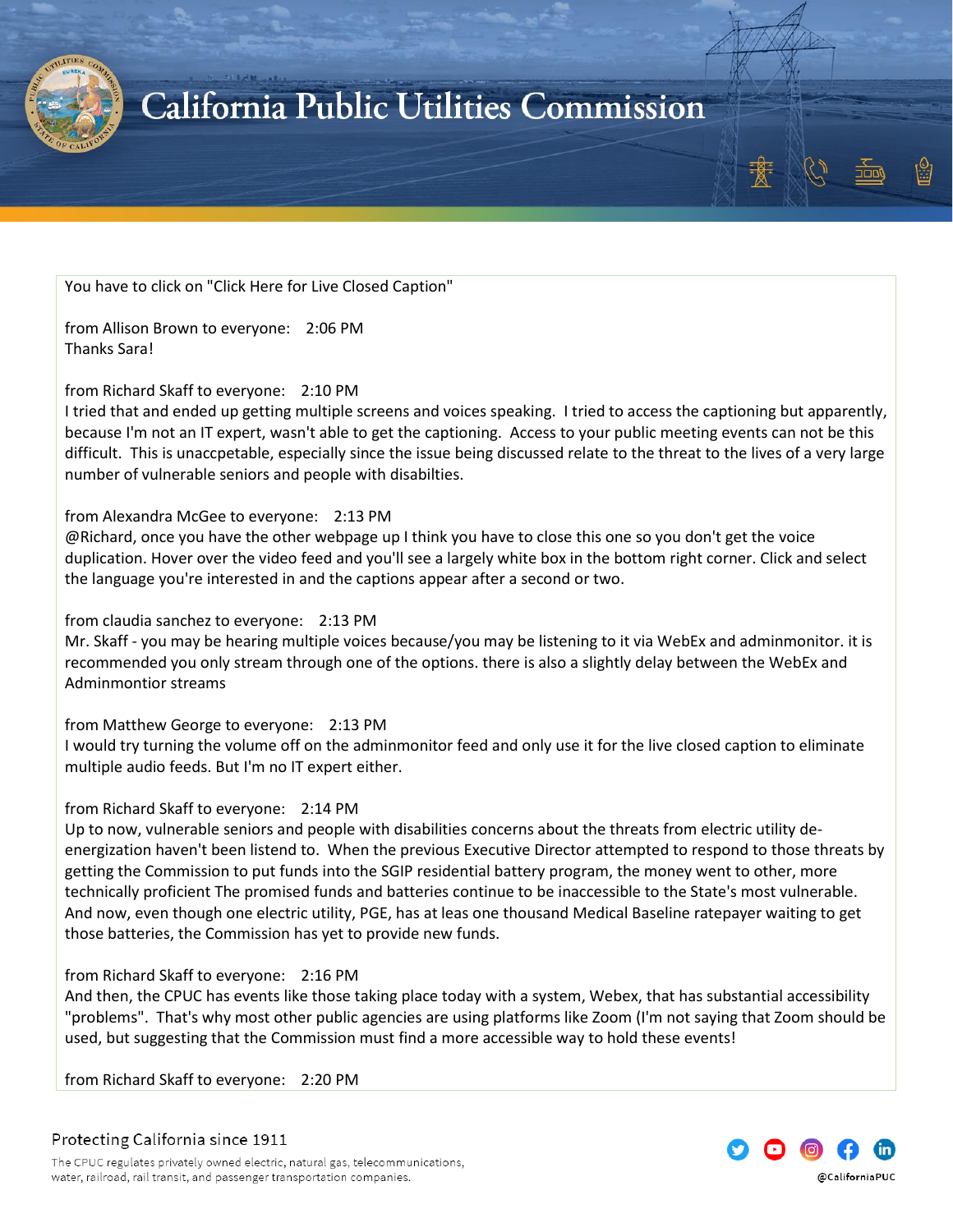You have to click on "Click Here for Live Closed Caption"

from Allison Brown to everyone: 2:06 PM
Thanks Sara!

from Richard Skaff to everyone: 2:10 PM
I tried that and ended up getting multiple screens and voices speaking. I tried to access the captioning but apparently, because I'm not an IT expert, wasn't able to get the captioning. Access to your public meeting events can not be this difficult. This is unaccpetable, especially since the issue being discussed relate to the threat to the lives of a very large number of vulnerable seniors and people with disabilties.

from Alexandra McGee to everyone: 2:13 PM
@Richard, once you have the other webpage up I think you have to close this one so you don't get the voice duplication. Hover over the video feed and you'll see a largely white box in the bottom right corner. Click and select the language you're interested in and the captions appear after a second or two.

from claudia sanchez to everyone: 2:13 PM
Mr. Skaff - you may be hearing multiple voices because/you may be listening to it via WebEx and adminmonitor. it is recommended you only stream through one of the options. there is also a slightly delay between the WebEx and Adminmontior streams

from Matthew George to everyone: 2:13 PM
I would try turning the volume off on the adminmonitor feed and only use it for the live closed caption to eliminate multiple audio feeds. But I'm no IT expert either.

from Richard Skaff to everyone: 2:14 PM
Up to now, vulnerable seniors and people with disabilities concerns about the threats from electric utility de-energization haven't been listend to. When the previous Executive Director attempted to respond to those threats by getting the Commission to put funds into the SGIP residential battery program, the money went to other, more technically proficient The promised funds and batteries continue to be inaccessible to the State's most vulnerable. And now, even though one electric utility, PGE, has at leas one thousand Medical Baseline ratepayer waiting to get those batteries, the Commission has yet to provide new funds.

from Richard Skaff to everyone: 2:16 PM
And then, the CPUC has events like those taking place today with a system, Webex, that has substantial accessibility "problems". That's why most other public agencies are using platforms like Zoom (I'm not saying that Zoom should be used, but suggesting that the Commission must find a more accessible way to hold these events!

from Richard Skaff to everyone: 2:20 PM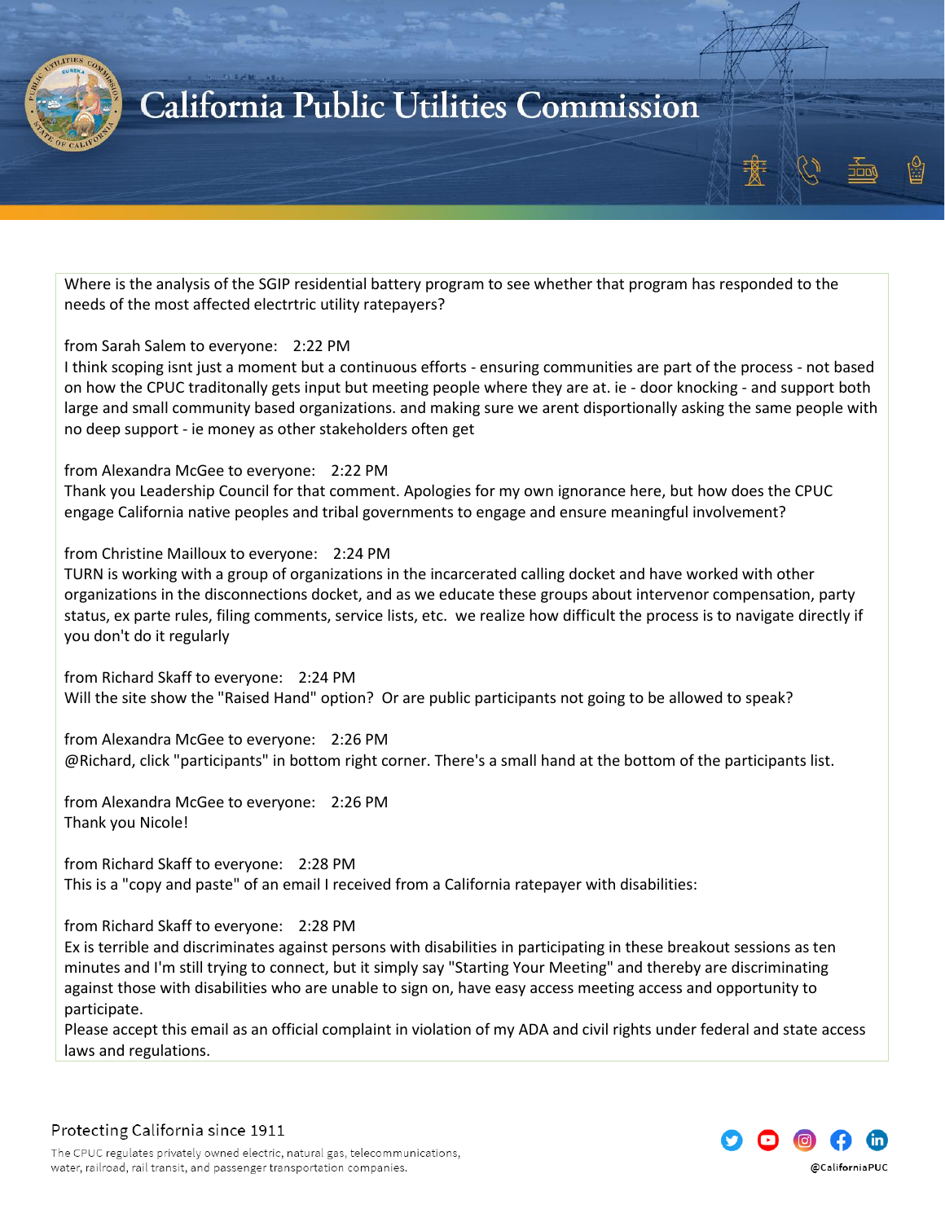Where is the analysis of the SGIP residential battery program to see whether that program has responded to the needs of the most affected electrtric utility ratepayers?

from Sarah Salem to everyone:    2:22 PM
I think scoping isnt just a moment but a continuous efforts - ensuring communities are part of the process - not based on how the CPUC traditonally gets input but meeting people where they are at. ie - door knocking - and support both large and small community based organizations. and making sure we arent disportionally asking the same people with no deep support - ie money as other stakeholders often get

from Alexandra McGee to everyone:    2:22 PM
Thank you Leadership Council for that comment. Apologies for my own ignorance here, but how does the CPUC engage California native peoples and tribal governments to engage and ensure meaningful involvement?

from Christine Mailloux to everyone:    2:24 PM
TURN is working with a group of organizations in the incarcerated calling docket and have worked with other organizations in the disconnections docket, and as we educate these groups about intervenor compensation, party status, ex parte rules, filing comments, service lists, etc.  we realize how difficult the process is to navigate directly if you don't do it regularly

from Richard Skaff to everyone:    2:24 PM
Will the site show the "Raised Hand" option?  Or are public participants not going to be allowed to speak?

from Alexandra McGee to everyone:    2:26 PM
@Richard, click "participants" in bottom right corner. There's a small hand at the bottom of the participants list.

from Alexandra McGee to everyone:    2:26 PM
Thank you Nicole!

from Richard Skaff to everyone:    2:28 PM
This is a "copy and paste" of an email I received from a California ratepayer with disabilities:

from Richard Skaff to everyone:    2:28 PM
Ex is terrible and discriminates against persons with disabilities in participating in these breakout sessions as ten minutes and I'm still trying to connect, but it simply say "Starting Your Meeting" and thereby are discriminating against those with disabilities who are unable to sign on, have easy access meeting access and opportunity to participate.
Please accept this email as an official complaint in violation of my ADA and civil rights under federal and state access laws and regulations.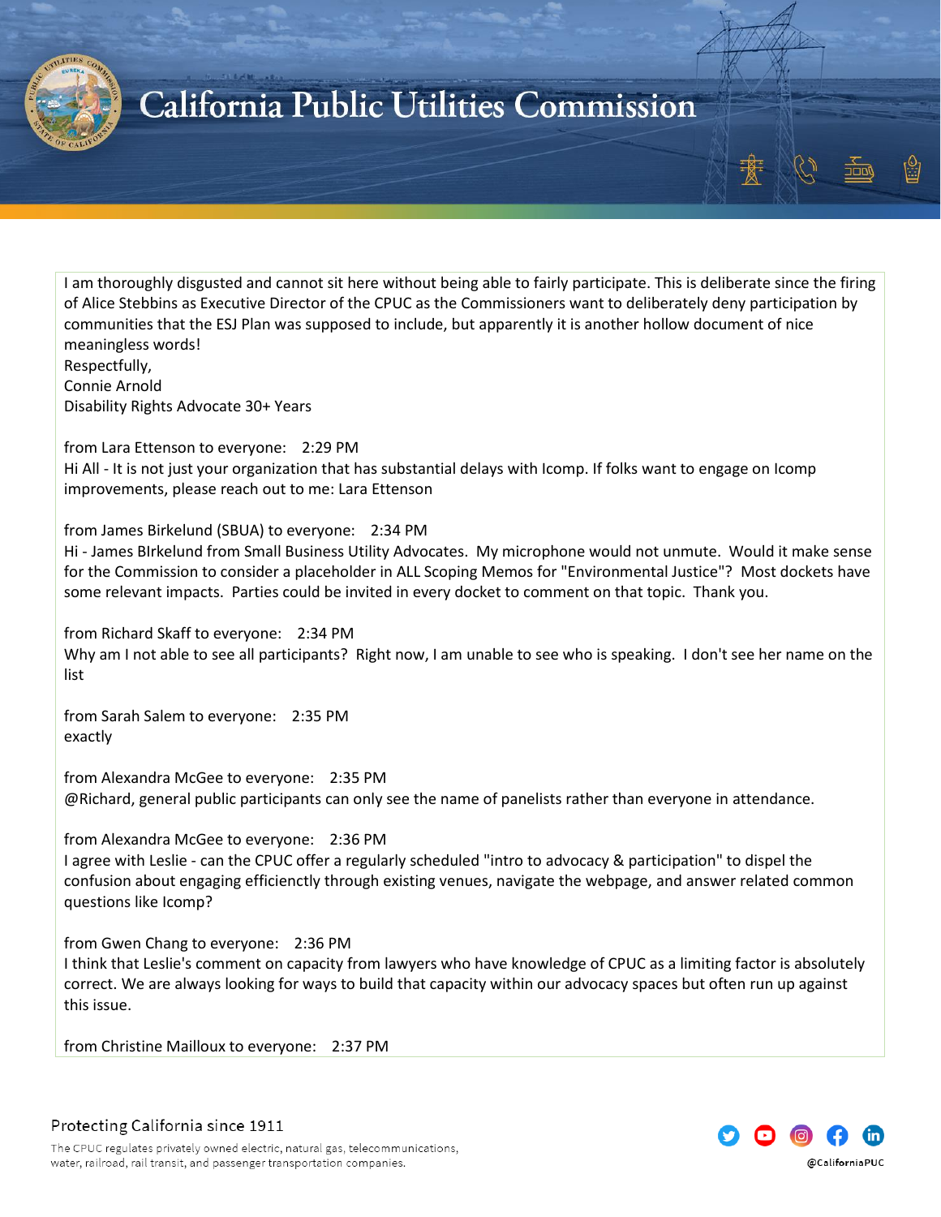I am thoroughly disgusted and cannot sit here without being able to fairly participate. This is deliberate since the firing of Alice Stebbins as Executive Director of the CPUC as the Commissioners want to deliberately deny participation by communities that the ESJ Plan was supposed to include, but apparently it is another hollow document of nice meaningless words!
Respectfully,
Connie Arnold
Disability Rights Advocate 30+ Years

from Lara Ettenson to everyone: 2:29 PM
Hi All - It is not just your organization that has substantial delays with Icomp. If folks want to engage on Icomp improvements, please reach out to me: Lara Ettenson

from James Birkelund (SBUA) to everyone: 2:34 PM
Hi - James BIrkelund from Small Business Utility Advocates. My microphone would not unmute. Would it make sense for the Commission to consider a placeholder in ALL Scoping Memos for "Environmental Justice"? Most dockets have some relevant impacts. Parties could be invited in every docket to comment on that topic. Thank you.

from Richard Skaff to everyone: 2:34 PM
Why am I not able to see all participants? Right now, I am unable to see who is speaking. I don't see her name on the list

from Sarah Salem to everyone: 2:35 PM
exactly

from Alexandra McGee to everyone: 2:35 PM
@Richard, general public participants can only see the name of panelists rather than everyone in attendance.

from Alexandra McGee to everyone: 2:36 PM
I agree with Leslie - can the CPUC offer a regularly scheduled "intro to advocacy & participation" to dispel the confusion about engaging efficienctly through existing venues, navigate the webpage, and answer related common questions like Icomp?

from Gwen Chang to everyone: 2:36 PM
I think that Leslie's comment on capacity from lawyers who have knowledge of CPUC as a limiting factor is absolutely correct. We are always looking for ways to build that capacity within our advocacy spaces but often run up against this issue.

from Christine Mailloux to everyone: 2:37 PM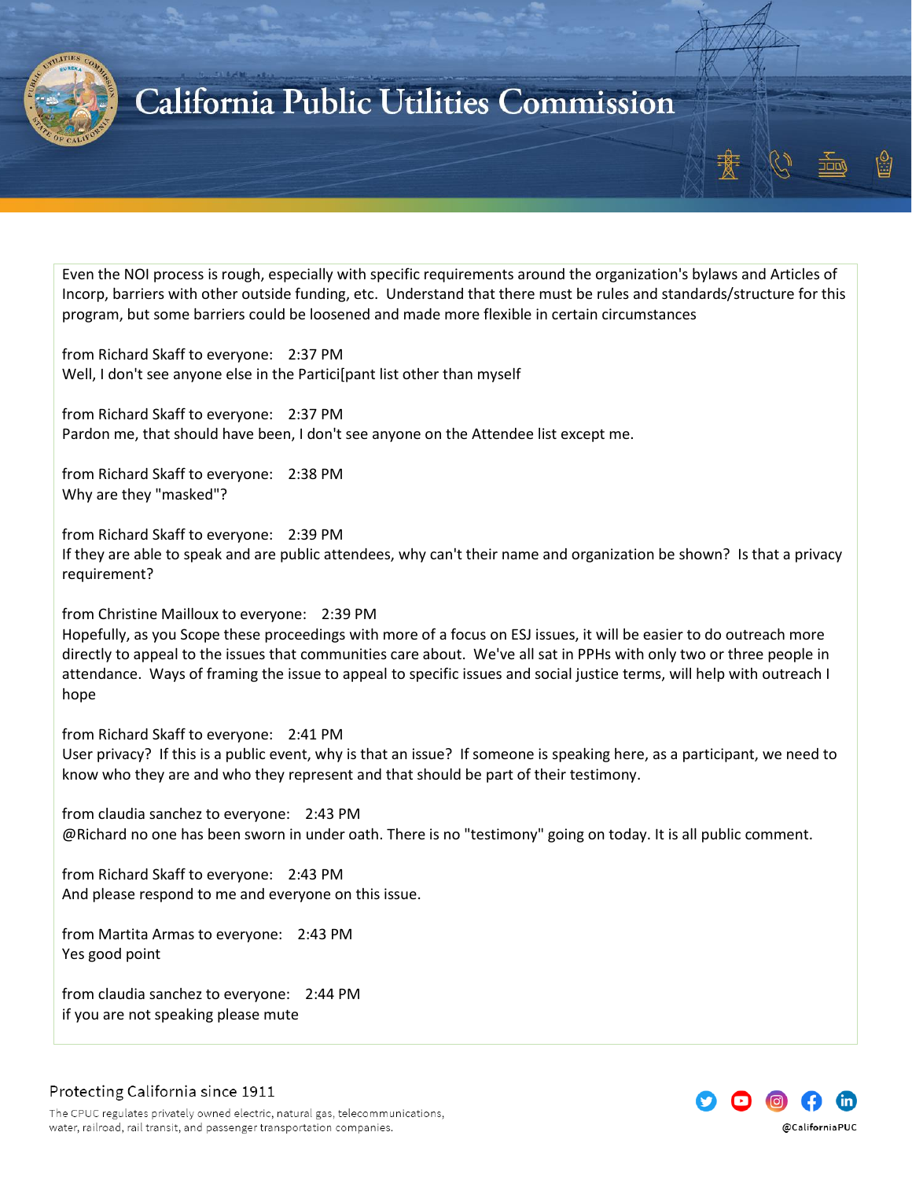Even the NOI process is rough, especially with specific requirements around the organization's bylaws and Articles of Incorp, barriers with other outside funding, etc. Understand that there must be rules and standards/structure for this program, but some barriers could be loosened and made more flexible in certain circumstances

from Richard Skaff to everyone: 2:37 PM
Well, I don't see anyone else in the Partici[pant list other than myself

from Richard Skaff to everyone: 2:37 PM
Pardon me, that should have been, I don't see anyone on the Attendee list except me.

from Richard Skaff to everyone: 2:38 PM
Why are they "masked"?

from Richard Skaff to everyone: 2:39 PM
If they are able to speak and are public attendees, why can't their name and organization be shown? Is that a privacy requirement?

from Christine Mailloux to everyone: 2:39 PM
Hopefully, as you Scope these proceedings with more of a focus on ESJ issues, it will be easier to do outreach more directly to appeal to the issues that communities care about. We've all sat in PPHs with only two or three people in attendance. Ways of framing the issue to appeal to specific issues and social justice terms, will help with outreach I hope

from Richard Skaff to everyone: 2:41 PM
User privacy? If this is a public event, why is that an issue? If someone is speaking here, as a participant, we need to know who they are and who they represent and that should be part of their testimony.

from claudia sanchez to everyone: 2:43 PM
@Richard no one has been sworn in under oath. There is no "testimony" going on today. It is all public comment.

from Richard Skaff to everyone: 2:43 PM
And please respond to me and everyone on this issue.

from Martita Armas to everyone: 2:43 PM
Yes good point

from claudia sanchez to everyone: 2:44 PM
if you are not speaking please mute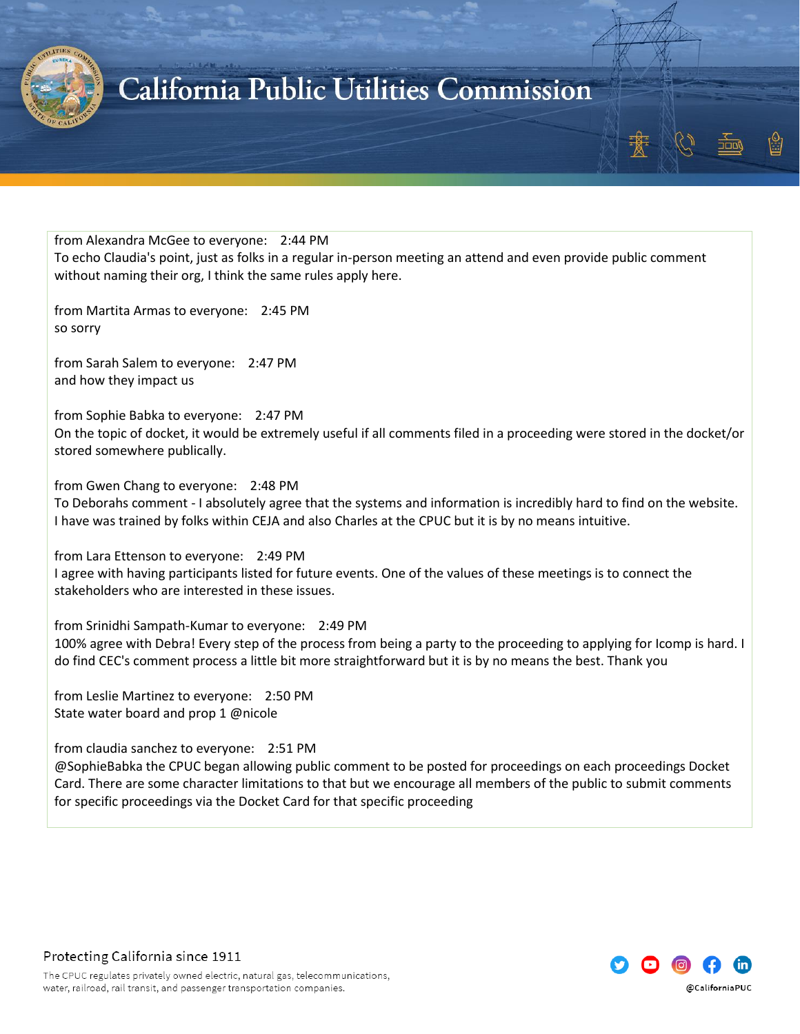from Alexandra McGee to everyone: 2:44 PM
To echo Claudia's point, just as folks in a regular in-person meeting an attend and even provide public comment without naming their org, I think the same rules apply here.

from Martita Armas to everyone: 2:45 PM
so sorry

from Sarah Salem to everyone: 2:47 PM
and how they impact us

from Sophie Babka to everyone: 2:47 PM
On the topic of docket, it would be extremely useful if all comments filed in a proceeding were stored in the docket/or stored somewhere publically.

from Gwen Chang to everyone: 2:48 PM
To Deborahs comment - I absolutely agree that the systems and information is incredibly hard to find on the website. I have was trained by folks within CEJA and also Charles at the CPUC but it is by no means intuitive.

from Lara Ettenson to everyone: 2:49 PM
I agree with having participants listed for future events. One of the values of these meetings is to connect the stakeholders who are interested in these issues.

from Srinidhi Sampath-Kumar to everyone: 2:49 PM
100% agree with Debra! Every step of the process from being a party to the proceeding to applying for Icomp is hard. I do find CEC's comment process a little bit more straightforward but it is by no means the best. Thank you

from Leslie Martinez to everyone: 2:50 PM
State water board and prop 1 @nicole

from claudia sanchez to everyone: 2:51 PM
@SophieBabka the CPUC began allowing public comment to be posted for proceedings on each proceedings Docket Card. There are some character limitations to that but we encourage all members of the public to submit comments for specific proceedings via the Docket Card for that specific proceeding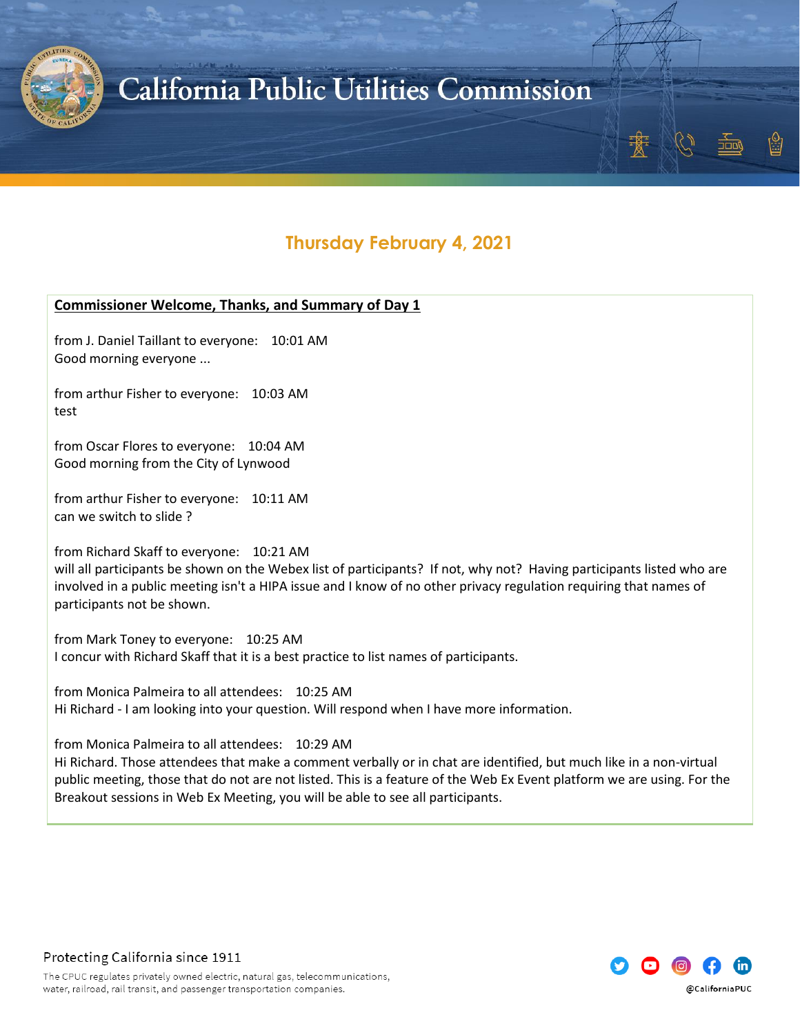## Thursday February 4, 2021

**Commissioner Welcome, Thanks, and Summary of Day 1**

from J. Daniel Taillant to everyone: 10:01 AM
Good morning everyone ...

from arthur Fisher to everyone: 10:03 AM
test

from Oscar Flores to everyone: 10:04 AM
Good morning from the City of Lynwood

from arthur Fisher to everyone: 10:11 AM
can we switch to slide ?

from Richard Skaff to everyone: 10:21 AM
will all participants be shown on the Webex list of participants? If not, why not? Having participants listed who are involved in a public meeting isn't a HIPA issue and I know of no other privacy regulation requiring that names of participants not be shown.

from Mark Toney to everyone: 10:25 AM
I concur with Richard Skaff that it is a best practice to list names of participants.

from Monica Palmeira to all attendees: 10:25 AM
Hi Richard - I am looking into your question. Will respond when I have more information.

from Monica Palmeira to all attendees: 10:29 AM
Hi Richard. Those attendees that make a comment verbally or in chat are identified, but much like in a non-virtual public meeting, those that do not are not listed. This is a feature of the Web Ex Event platform we are using. For the Breakout sessions in Web Ex Meeting, you will be able to see all participants.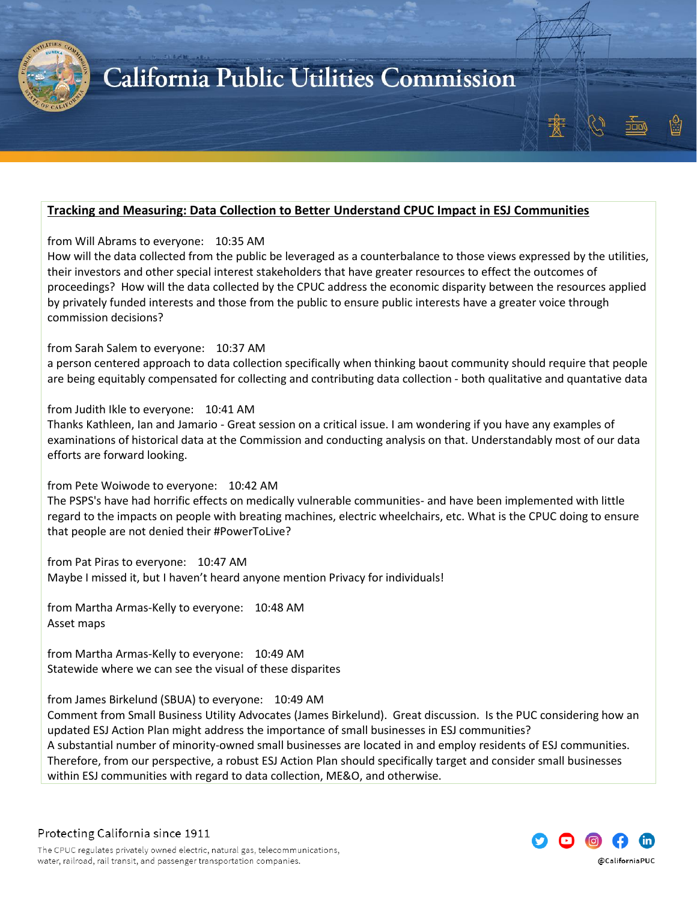**Tracking and Measuring: Data Collection to Better Understand CPUC Impact in ESJ Communities**

from Will Abrams to everyone: 10:35 AM
How will the data collected from the public be leveraged as a counterbalance to those views expressed by the utilities, their investors and other special interest stakeholders that have greater resources to effect the outcomes of proceedings? How will the data collected by the CPUC address the economic disparity between the resources applied by privately funded interests and those from the public to ensure public interests have a greater voice through commission decisions?

from Sarah Salem to everyone: 10:37 AM
a person centered approach to data collection specifically when thinking baout community should require that people are being equitably compensated for collecting and contributing data collection - both qualitative and quantative data

from Judith Ikle to everyone: 10:41 AM
Thanks Kathleen, Ian and Jamario - Great session on a critical issue. I am wondering if you have any examples of examinations of historical data at the Commission and conducting analysis on that. Understandably most of our data efforts are forward looking.

from Pete Woiwode to everyone: 10:42 AM
The PSPS's have had horrific effects on medically vulnerable communities- and have been implemented with little regard to the impacts on people with breating machines, electric wheelchairs, etc. What is the CPUC doing to ensure that people are not denied their #PowerToLive?

from Pat Piras to everyone: 10:47 AM
Maybe I missed it, but I haven't heard anyone mention Privacy for individuals!

from Martha Armas-Kelly to everyone: 10:48 AM
Asset maps

from Martha Armas-Kelly to everyone: 10:49 AM
Statewide where we can see the visual of these disparites

from James Birkelund (SBUA) to everyone: 10:49 AM
Comment from Small Business Utility Advocates (James Birkelund). Great discussion. Is the PUC considering how an updated ESJ Action Plan might address the importance of small businesses in ESJ communities?
A substantial number of minority-owned small businesses are located in and employ residents of ESJ communities. Therefore, from our perspective, a robust ESJ Action Plan should specifically target and consider small businesses within ESJ communities with regard to data collection, ME&O, and otherwise.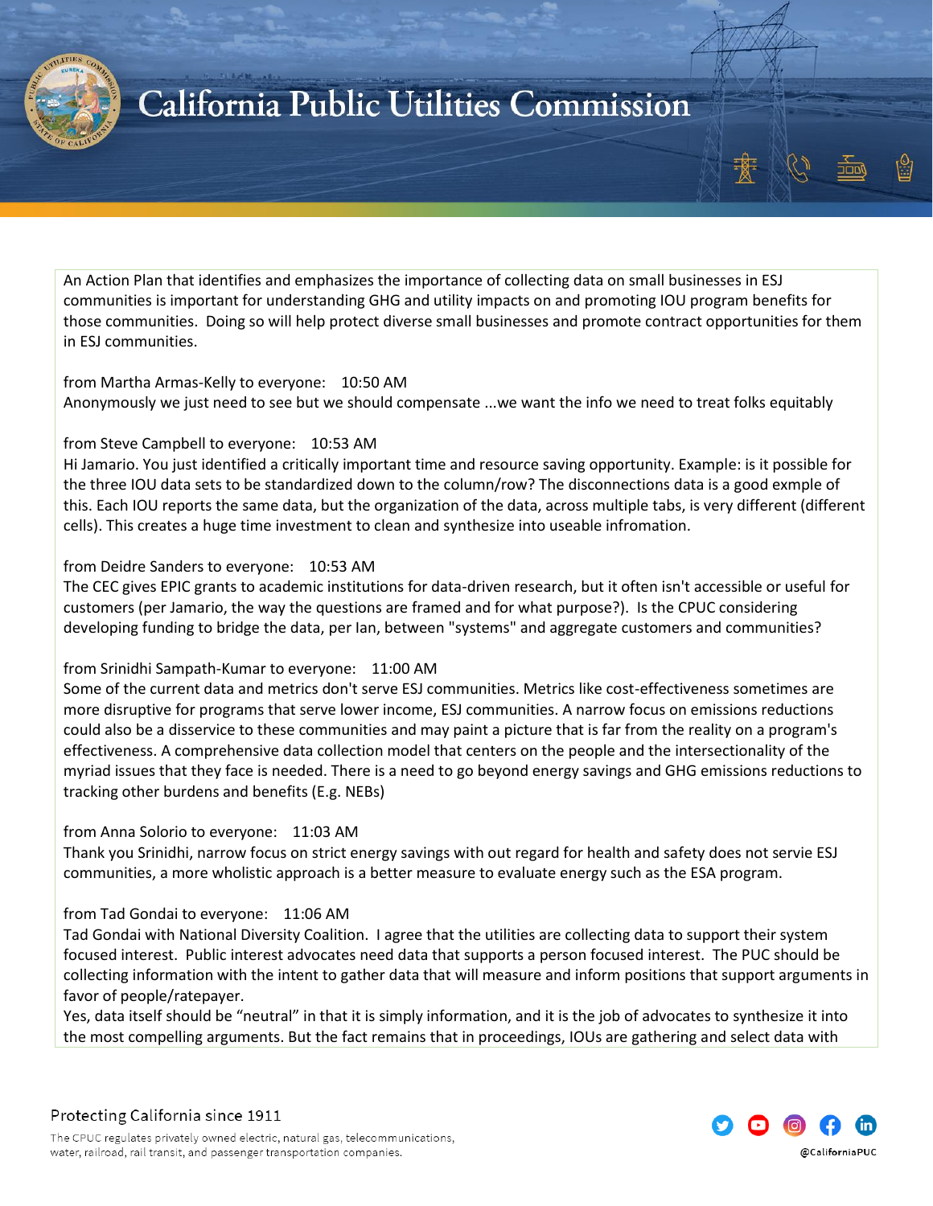An Action Plan that identifies and emphasizes the importance of collecting data on small businesses in ESJ communities is important for understanding GHG and utility impacts on and promoting IOU program benefits for those communities. Doing so will help protect diverse small businesses and promote contract opportunities for them in ESJ communities.

from Martha Armas-Kelly to everyone: 10:50 AM
Anonymously we just need to see but we should compensate ...we want the info we need to treat folks equitably

from Steve Campbell to everyone: 10:53 AM
Hi Jamario. You just identified a critically important time and resource saving opportunity. Example: is it possible for the three IOU data sets to be standardized down to the column/row? The disconnections data is a good exmple of this. Each IOU reports the same data, but the organization of the data, across multiple tabs, is very different (different cells). This creates a huge time investment to clean and synthesize into useable infromation.

from Deidre Sanders to everyone: 10:53 AM
The CEC gives EPIC grants to academic institutions for data-driven research, but it often isn't accessible or useful for customers (per Jamario, the way the questions are framed and for what purpose?). Is the CPUC considering developing funding to bridge the data, per Ian, between "systems" and aggregate customers and communities?

from Srinidhi Sampath-Kumar to everyone: 11:00 AM
Some of the current data and metrics don't serve ESJ communities. Metrics like cost-effectiveness sometimes are more disruptive for programs that serve lower income, ESJ communities. A narrow focus on emissions reductions could also be a disservice to these communities and may paint a picture that is far from the reality on a program's effectiveness. A comprehensive data collection model that centers on the people and the intersectionality of the myriad issues that they face is needed. There is a need to go beyond energy savings and GHG emissions reductions to tracking other burdens and benefits (E.g. NEBs)

from Anna Solorio to everyone: 11:03 AM
Thank you Srinidhi, narrow focus on strict energy savings with out regard for health and safety does not servie ESJ communities, a more wholistic approach is a better measure to evaluate energy such as the ESA program.

from Tad Gondai to everyone: 11:06 AM
Tad Gondai with National Diversity Coalition. I agree that the utilities are collecting data to support their system focused interest. Public interest advocates need data that supports a person focused interest. The PUC should be collecting information with the intent to gather data that will measure and inform positions that support arguments in favor of people/ratepayer.
Yes, data itself should be "neutral" in that it is simply information, and it is the job of advocates to synthesize it into the most compelling arguments. But the fact remains that in proceedings, IOUs are gathering and select data with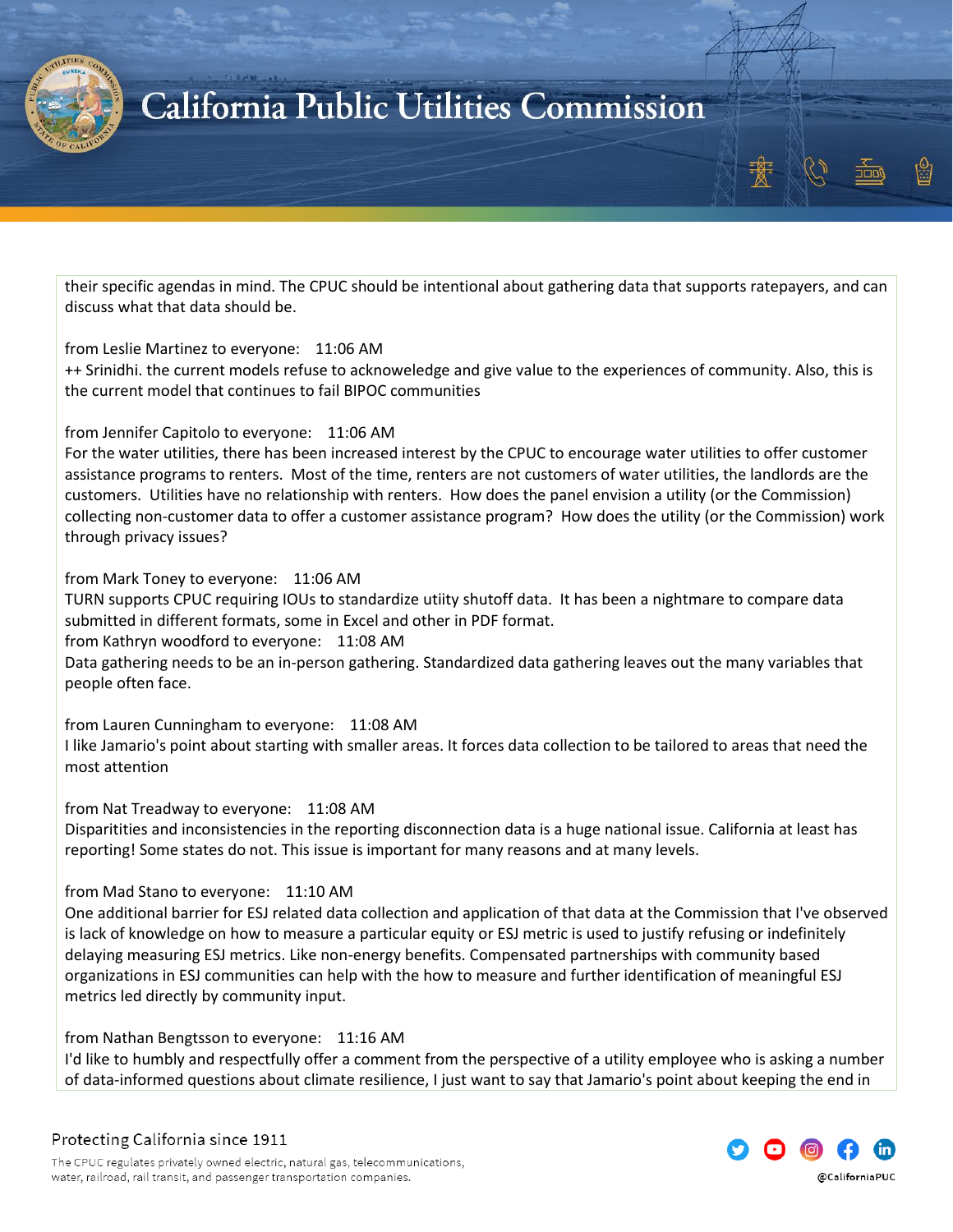their specific agendas in mind. The CPUC should be intentional about gathering data that supports ratepayers, and can discuss what that data should be.

from Leslie Martinez to everyone: 11:06 AM
++ Srinidhi. the current models refuse to acknoweledge and give value to the experiences of community. Also, this is the current model that continues to fail BIPOC communities

from Jennifer Capitolo to everyone: 11:06 AM
For the water utilities, there has been increased interest by the CPUC to encourage water utilities to offer customer assistance programs to renters. Most of the time, renters are not customers of water utilities, the landlords are the customers. Utilities have no relationship with renters. How does the panel envision a utility (or the Commission) collecting non-customer data to offer a customer assistance program? How does the utility (or the Commission) work through privacy issues?

from Mark Toney to everyone: 11:06 AM
TURN supports CPUC requiring IOUs to standardize utiity shutoff data. It has been a nightmare to compare data submitted in different formats, some in Excel and other in PDF format.
from Kathryn woodford to everyone: 11:08 AM
Data gathering needs to be an in-person gathering. Standardized data gathering leaves out the many variables that people often face.

from Lauren Cunningham to everyone: 11:08 AM
I like Jamario's point about starting with smaller areas. It forces data collection to be tailored to areas that need the most attention

from Nat Treadway to everyone: 11:08 AM
Disparitities and inconsistencies in the reporting disconnection data is a huge national issue. California at least has reporting! Some states do not. This issue is important for many reasons and at many levels.

from Mad Stano to everyone: 11:10 AM
One additional barrier for ESJ related data collection and application of that data at the Commission that I've observed is lack of knowledge on how to measure a particular equity or ESJ metric is used to justify refusing or indefinitely delaying measuring ESJ metrics. Like non-energy benefits. Compensated partnerships with community based organizations in ESJ communities can help with the how to measure and further identification of meaningful ESJ metrics led directly by community input.

from Nathan Bengtsson to everyone: 11:16 AM
I'd like to humbly and respectfully offer a comment from the perspective of a utility employee who is asking a number of data-informed questions about climate resilience, I just want to say that Jamario's point about keeping the end in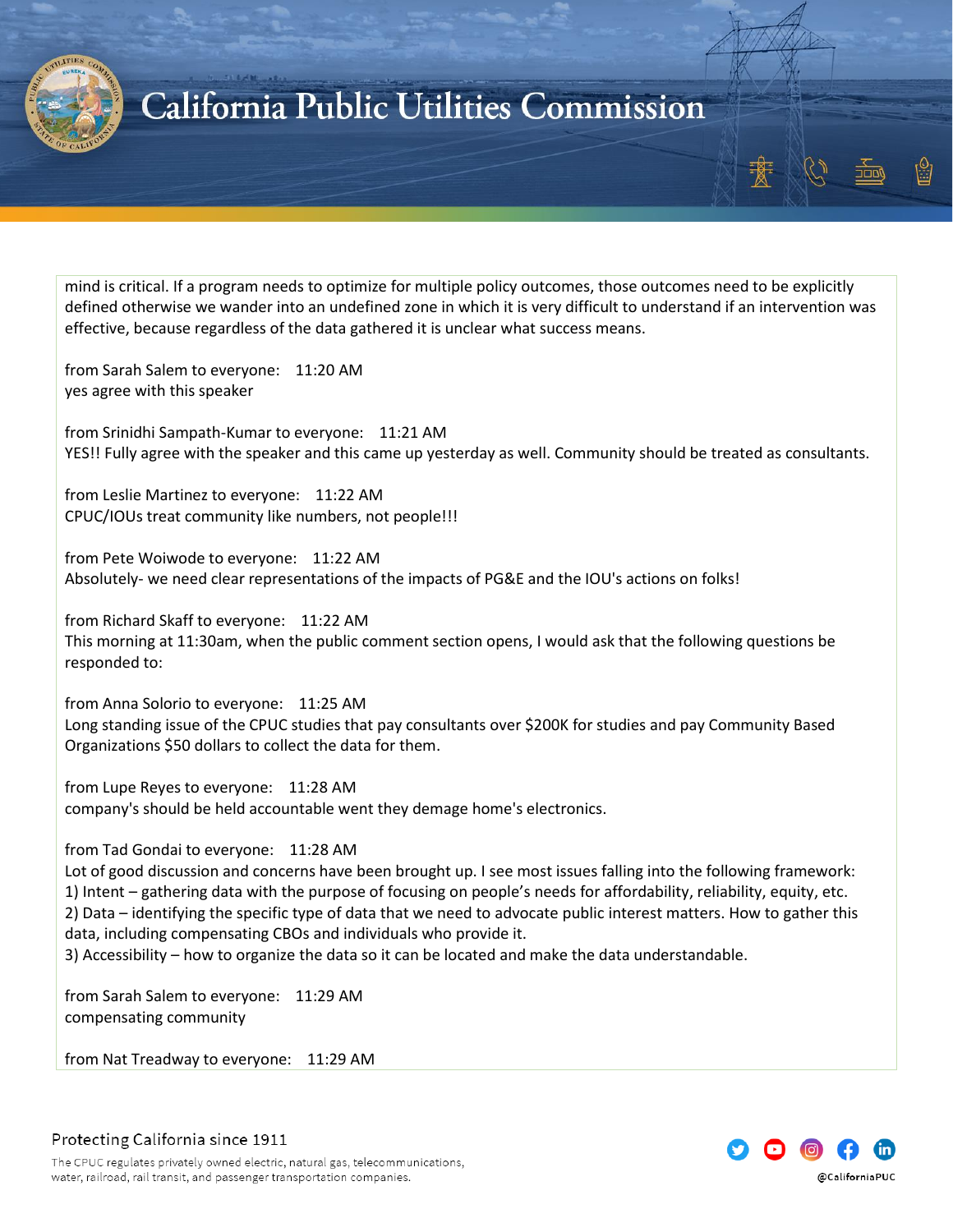mind is critical. If a program needs to optimize for multiple policy outcomes, those outcomes need to be explicitly defined otherwise we wander into an undefined zone in which it is very difficult to understand if an intervention was effective, because regardless of the data gathered it is unclear what success means.

from Sarah Salem to everyone: 11:20 AM
yes agree with this speaker

from Srinidhi Sampath-Kumar to everyone: 11:21 AM
YES!! Fully agree with the speaker and this came up yesterday as well. Community should be treated as consultants.

from Leslie Martinez to everyone: 11:22 AM
CPUC/IOUs treat community like numbers, not people!!!

from Pete Woiwode to everyone: 11:22 AM
Absolutely- we need clear representations of the impacts of PG&E and the IOU's actions on folks!

from Richard Skaff to everyone: 11:22 AM
This morning at 11:30am, when the public comment section opens, I would ask that the following questions be responded to:

from Anna Solorio to everyone: 11:25 AM
Long standing issue of the CPUC studies that pay consultants over $200K for studies and pay Community Based Organizations $50 dollars to collect the data for them.

from Lupe Reyes to everyone: 11:28 AM
company's should be held accountable went they demage home's electronics.

from Tad Gondai to everyone: 11:28 AM
Lot of good discussion and concerns have been brought up. I see most issues falling into the following framework:
1) Intent – gathering data with the purpose of focusing on people's needs for affordability, reliability, equity, etc.
2) Data – identifying the specific type of data that we need to advocate public interest matters. How to gather this data, including compensating CBOs and individuals who provide it.
3) Accessibility – how to organize the data so it can be located and make the data understandable.

from Sarah Salem to everyone: 11:29 AM
compensating community

from Nat Treadway to everyone: 11:29 AM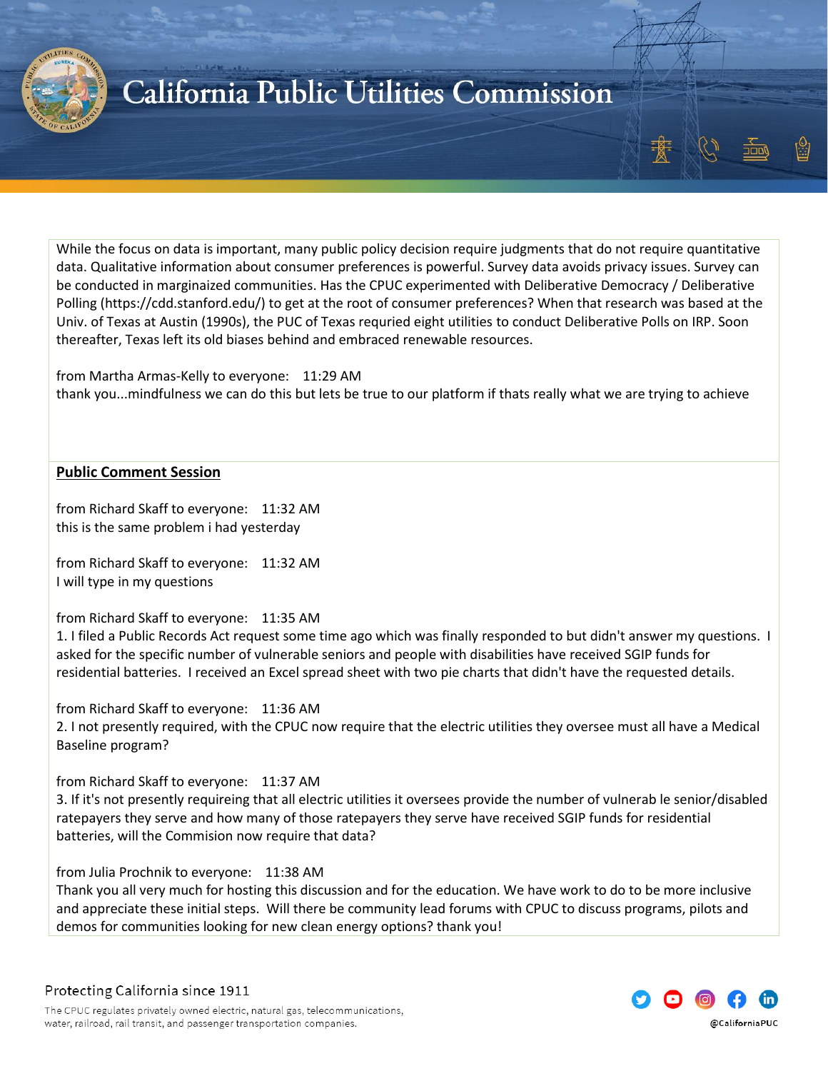While the focus on data is important, many public policy decision require judgments that do not require quantitative data. Qualitative information about consumer preferences is powerful. Survey data avoids privacy issues. Survey can be conducted in marginaized communities. Has the CPUC experimented with Deliberative Democracy / Deliberative Polling (https://cdd.stanford.edu/) to get at the root of consumer preferences? When that research was based at the Univ. of Texas at Austin (1990s), the PUC of Texas requried eight utilities to conduct Deliberative Polls on IRP. Soon thereafter, Texas left its old biases behind and embraced renewable resources.

from Martha Armas-Kelly to everyone: 11:29 AM
thank you...mindfulness we can do this but lets be true to our platform if thats really what we are trying to achieve

**Public Comment Session**

from Richard Skaff to everyone: 11:32 AM
this is the same problem i had yesterday

from Richard Skaff to everyone: 11:32 AM
I will type in my questions

from Richard Skaff to everyone: 11:35 AM
1. I filed a Public Records Act request some time ago which was finally responded to but didn't answer my questions. I asked for the specific number of vulnerable seniors and people with disabilities have received SGIP funds for residential batteries. I received an Excel spread sheet with two pie charts that didn't have the requested details.

from Richard Skaff to everyone: 11:36 AM
2. I not presently required, with the CPUC now require that the electric utilities they oversee must all have a Medical Baseline program?

from Richard Skaff to everyone: 11:37 AM
3. If it's not presently requireing that all electric utilities it oversees provide the number of vulnerab le senior/disabled ratepayers they serve and how many of those ratepayers they serve have received SGIP funds for residential batteries, will the Commision now require that data?

from Julia Prochnik to everyone: 11:38 AM
Thank you all very much for hosting this discussion and for the education. We have work to do to be more inclusive and appreciate these initial steps. Will there be community lead forums with CPUC to discuss programs, pilots and demos for communities looking for new clean energy options? thank you!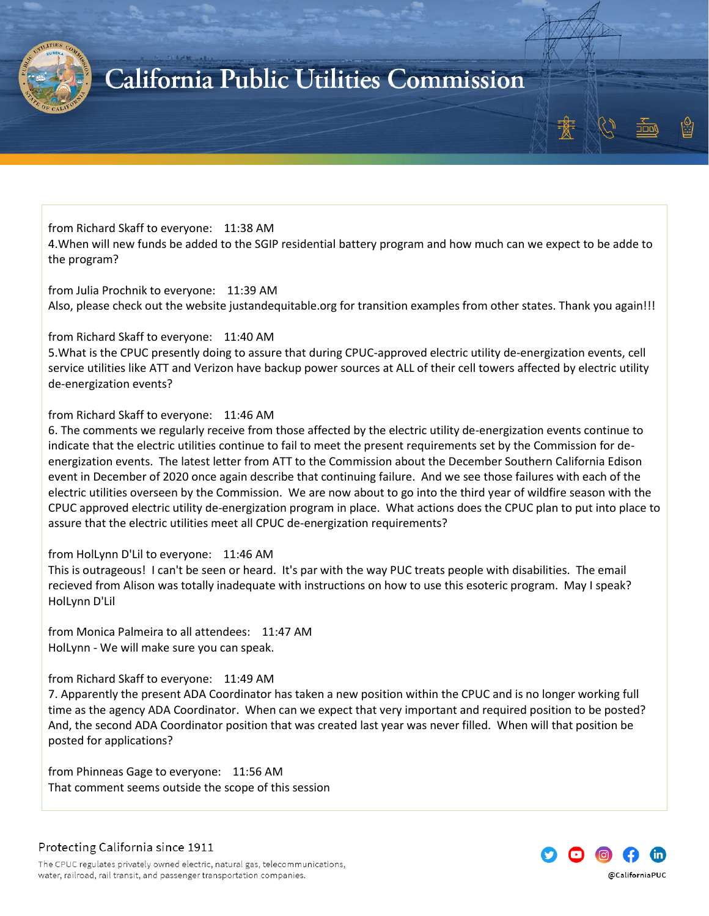from Richard Skaff to everyone: 11:38 AM
4.When will new funds be added to the SGIP residential battery program and how much can we expect to be adde to the program?

from Julia Prochnik to everyone: 11:39 AM
Also, please check out the website justandequitable.org for transition examples from other states. Thank you again!!!

from Richard Skaff to everyone: 11:40 AM
5.What is the CPUC presently doing to assure that during CPUC-approved electric utility de-energization events, cell service utilities like ATT and Verizon have backup power sources at ALL of their cell towers affected by electric utility de-energization events?

from Richard Skaff to everyone: 11:46 AM
6. The comments we regularly receive from those affected by the electric utility de-energization events continue to indicate that the electric utilities continue to fail to meet the present requirements set by the Commission for de-energization events. The latest letter from ATT to the Commission about the December Southern California Edison event in December of 2020 once again describe that continuing failure. And we see those failures with each of the electric utilities overseen by the Commission. We are now about to go into the third year of wildfire season with the CPUC approved electric utility de-energization program in place. What actions does the CPUC plan to put into place to assure that the electric utilities meet all CPUC de-energization requirements?

from HolLynn D'Lil to everyone: 11:46 AM
This is outrageous! I can't be seen or heard. It's par with the way PUC treats people with disabilities. The email recieved from Alison was totally inadequate with instructions on how to use this esoteric program. May I speak? HolLynn D'Lil

from Monica Palmeira to all attendees: 11:47 AM
HolLynn - We will make sure you can speak.

from Richard Skaff to everyone: 11:49 AM
7. Apparently the present ADA Coordinator has taken a new position within the CPUC and is no longer working full time as the agency ADA Coordinator. When can we expect that very important and required position to be posted? And, the second ADA Coordinator position that was created last year was never filled. When will that position be posted for applications?

from Phinneas Gage to everyone: 11:56 AM
That comment seems outside the scope of this session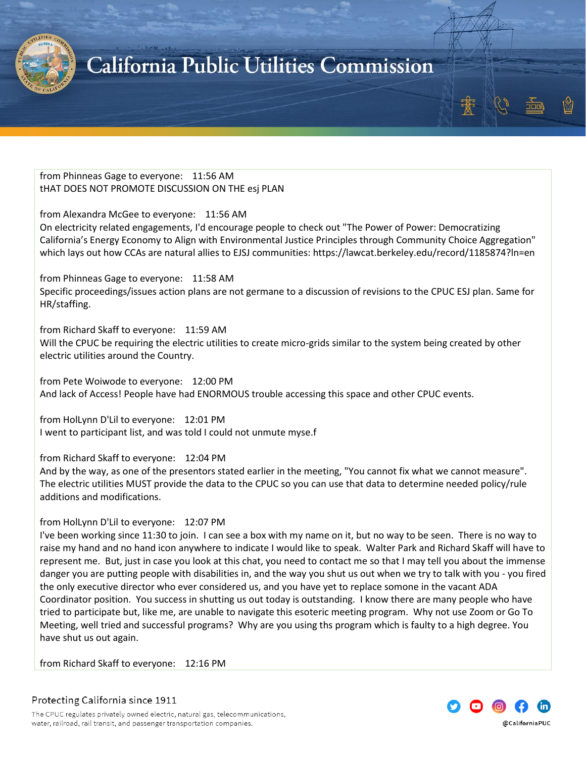from Phinneas Gage to everyone:    11:56 AM
tHAT DOES NOT PROMOTE DISCUSSION ON THE esj PLAN

from Alexandra McGee to everyone:    11:56 AM
On electricity related engagements, I'd encourage people to check out "The Power of Power: Democratizing California's Energy Economy to Align with Environmental Justice Principles through Community Choice Aggregation" which lays out how CCAs are natural allies to EJSJ communities: https://lawcat.berkeley.edu/record/1185874?ln=en

from Phinneas Gage to everyone:    11:58 AM
Specific proceedings/issues action plans are not germane to a discussion of revisions to the CPUC ESJ plan. Same for HR/staffing.

from Richard Skaff to everyone:    11:59 AM
Will the CPUC be requiring the electric utilities to create micro-grids similar to the system being created by other electric utilities around the Country.

from Pete Woiwode to everyone:    12:00 PM
And lack of Access! People have had ENORMOUS trouble accessing this space and other CPUC events.

from HolLynn D'Lil to everyone:    12:01 PM
I went to participant list, and was told I could not unmute myse.f

from Richard Skaff to everyone:    12:04 PM
And by the way, as one of the presentors stated earlier in the meeting, "You cannot fix what we cannot measure". The electric utilities MUST provide the data to the CPUC so you can use that data to determine needed policy/rule additions and modifications.

from HolLynn D'Lil to everyone:    12:07 PM
I've been working since 11:30 to join. I can see a box with my name on it, but no way to be seen. There is no way to raise my hand and no hand icon anywhere to indicate I would like to speak. Walter Park and Richard Skaff will have to represent me. But, just in case you look at this chat, you need to contact me so that I may tell you about the immense danger you are putting people with disabilities in, and the way you shut us out when we try to talk with you - you fired the only executive director who ever considered us, and you have yet to replace somone in the vacant ADA Coordinator position. You success in shutting us out today is outstanding. I know there are many people who have tried to participate but, like me, are unable to navigate this esoteric meeting program. Why not use Zoom or Go To Meeting, well tried and successful programs? Why are you using ths program which is faulty to a high degree. You have shut us out again.

from Richard Skaff to everyone:    12:16 PM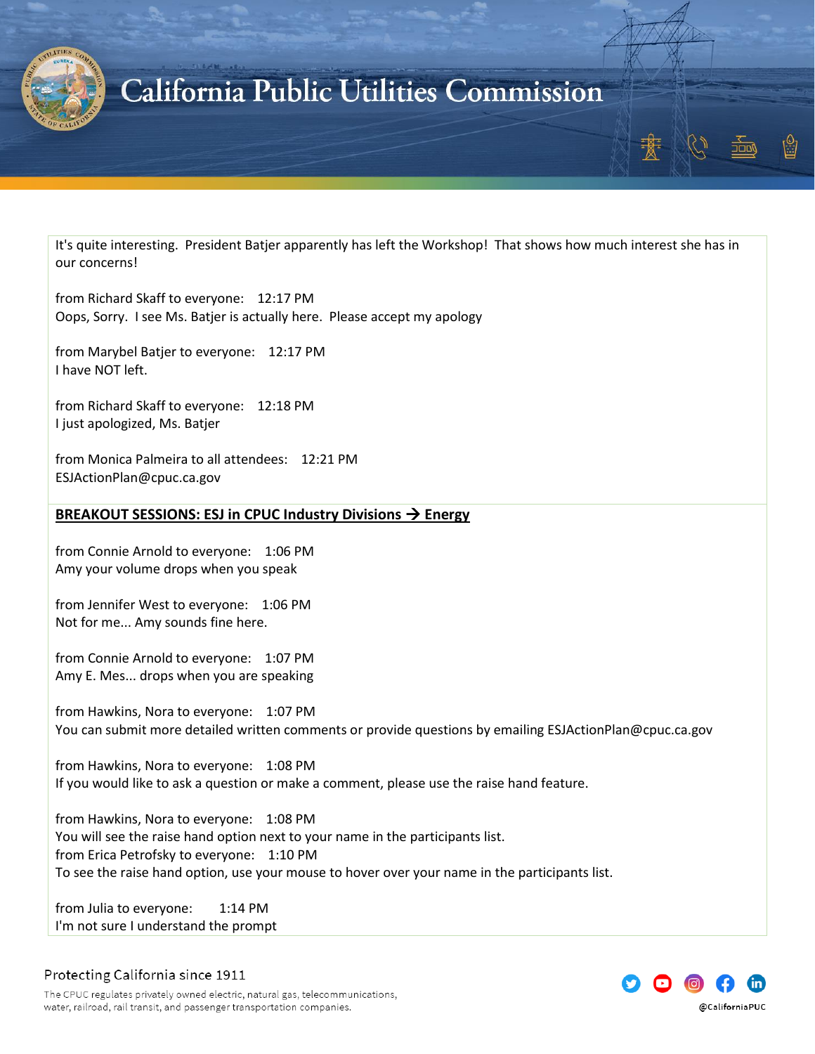It's quite interesting. President Batjer apparently has left the Workshop! That shows how much interest she has in our concerns!

from Richard Skaff to everyone: 12:17 PM
Oops, Sorry. I see Ms. Batjer is actually here. Please accept my apology

from Marybel Batjer to everyone: 12:17 PM
I have NOT left.

from Richard Skaff to everyone: 12:18 PM
I just apologized, Ms. Batjer

from Monica Palmeira to all attendees: 12:21 PM
ESJActionPlan@cpuc.ca.gov

**BREAKOUT SESSIONS: ESJ in CPUC Industry Divisions → Energy**

from Connie Arnold to everyone: 1:06 PM
Amy your volume drops when you speak

from Jennifer West to everyone: 1:06 PM
Not for me... Amy sounds fine here.

from Connie Arnold to everyone: 1:07 PM
Amy E. Mes... drops when you are speaking

from Hawkins, Nora to everyone: 1:07 PM
You can submit more detailed written comments or provide questions by emailing ESJActionPlan@cpuc.ca.gov

from Hawkins, Nora to everyone: 1:08 PM
If you would like to ask a question or make a comment, please use the raise hand feature.

from Hawkins, Nora to everyone: 1:08 PM
You will see the raise hand option next to your name in the participants list.
from Erica Petrofsky to everyone: 1:10 PM
To see the raise hand option, use your mouse to hover over your name in the participants list.

from Julia to everyone: 1:14 PM
I'm not sure I understand the prompt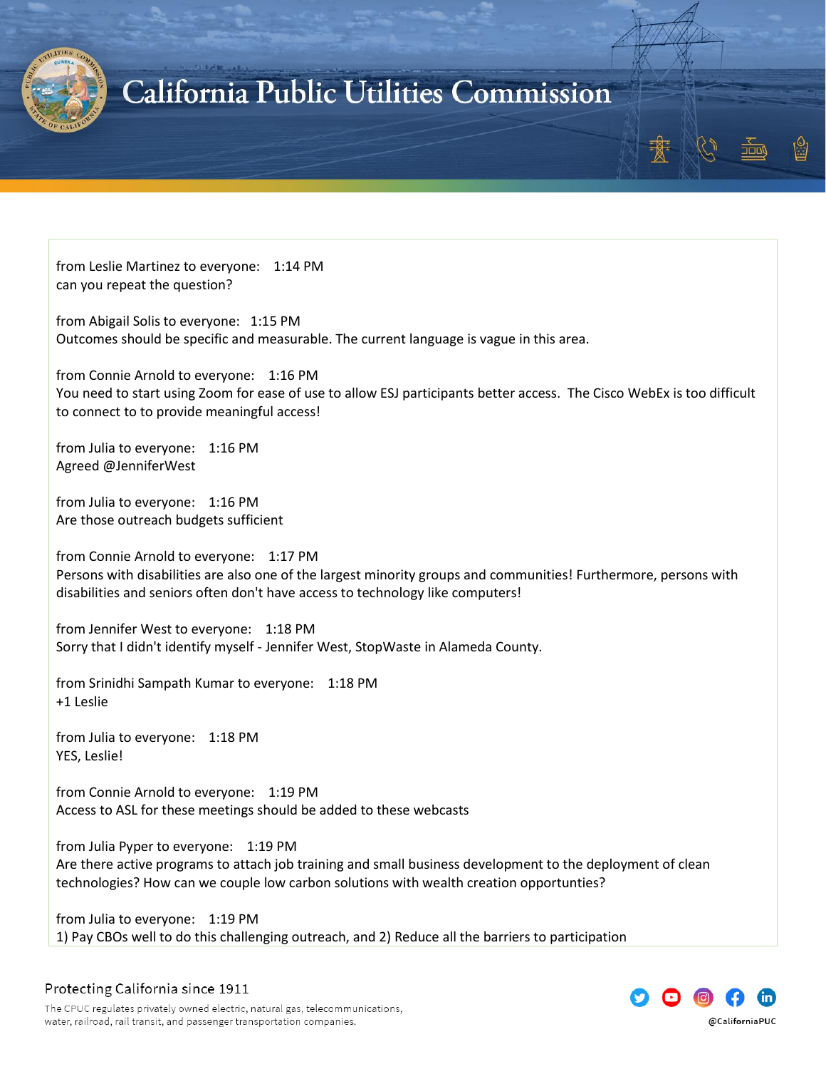from Leslie Martinez to everyone: 1:14 PM
can you repeat the question?

from Abigail Solis to everyone: 1:15 PM
Outcomes should be specific and measurable. The current language is vague in this area.

from Connie Arnold to everyone: 1:16 PM
You need to start using Zoom for ease of use to allow ESJ participants better access. The Cisco WebEx is too difficult to connect to to provide meaningful access!

from Julia to everyone: 1:16 PM
Agreed @JenniferWest

from Julia to everyone: 1:16 PM
Are those outreach budgets sufficient

from Connie Arnold to everyone: 1:17 PM
Persons with disabilities are also one of the largest minority groups and communities! Furthermore, persons with disabilities and seniors often don't have access to technology like computers!

from Jennifer West to everyone: 1:18 PM
Sorry that I didn't identify myself - Jennifer West, StopWaste in Alameda County.

from Srinidhi Sampath Kumar to everyone: 1:18 PM
+1 Leslie

from Julia to everyone: 1:18 PM
YES, Leslie!

from Connie Arnold to everyone: 1:19 PM
Access to ASL for these meetings should be added to these webcasts

from Julia Pyper to everyone: 1:19 PM
Are there active programs to attach job training and small business development to the deployment of clean technologies? How can we couple low carbon solutions with wealth creation opportunties?

from Julia to everyone: 1:19 PM
1) Pay CBOs well to do this challenging outreach, and 2) Reduce all the barriers to participation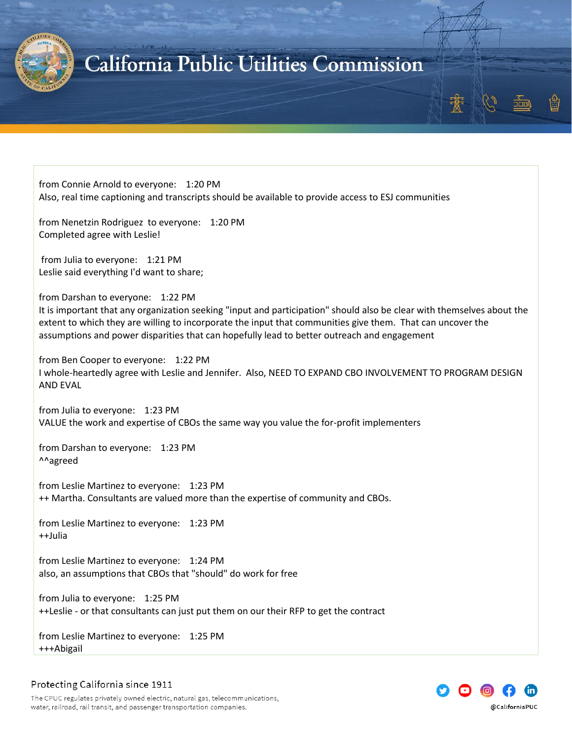from Connie Arnold to everyone: 1:20 PM
Also, real time captioning and transcripts should be available to provide access to ESJ communities

from Nenetzin Rodriguez to everyone: 1:20 PM
Completed agree with Leslie!

from Julia to everyone: 1:21 PM
Leslie said everything I'd want to share;

from Darshan to everyone: 1:22 PM
It is important that any organization seeking "input and participation" should also be clear with themselves about the extent to which they are willing to incorporate the input that communities give them. That can uncover the assumptions and power disparities that can hopefully lead to better outreach and engagement

from Ben Cooper to everyone: 1:22 PM
I whole-heartedly agree with Leslie and Jennifer. Also, NEED TO EXPAND CBO INVOLVEMENT TO PROGRAM DESIGN AND EVAL

from Julia to everyone: 1:23 PM
VALUE the work and expertise of CBOs the same way you value the for-profit implementers

from Darshan to everyone: 1:23 PM
^^agreed

from Leslie Martinez to everyone: 1:23 PM
++ Martha. Consultants are valued more than the expertise of community and CBOs.

from Leslie Martinez to everyone: 1:23 PM
++Julia

from Leslie Martinez to everyone: 1:24 PM
also, an assumptions that CBOs that "should" do work for free

from Julia to everyone: 1:25 PM
++Leslie - or that consultants can just put them on our their RFP to get the contract

from Leslie Martinez to everyone: 1:25 PM
+++Abigail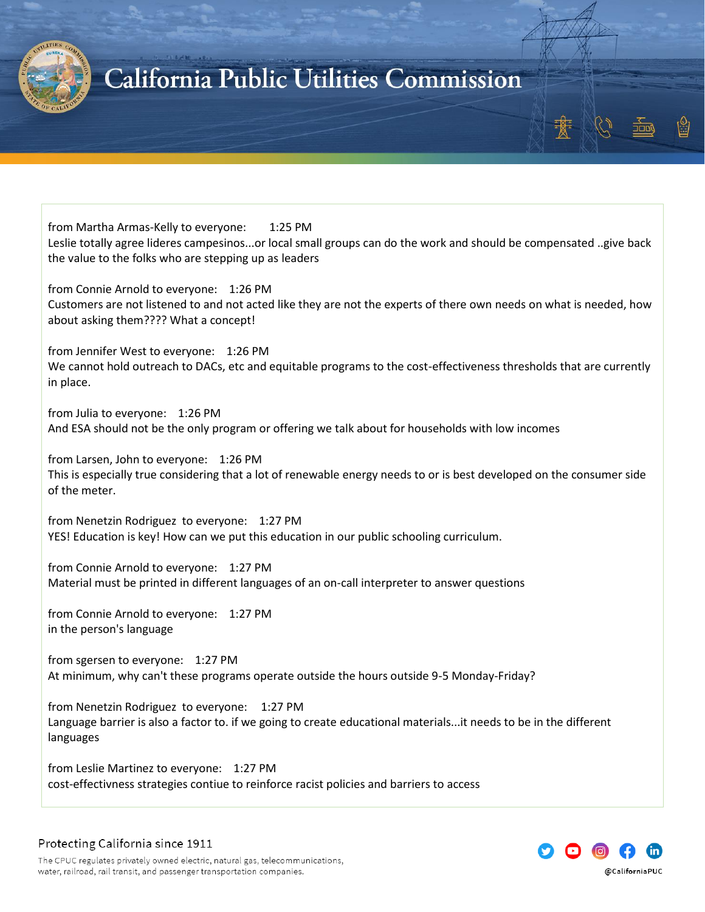from Martha Armas-Kelly to everyone: 1:25 PM
Leslie totally agree lideres campesinos...or local small groups can do the work and should be compensated ..give back the value to the folks who are stepping up as leaders

from Connie Arnold to everyone: 1:26 PM
Customers are not listened to and not acted like they are not the experts of there own needs on what is needed, how about asking them???? What a concept!

from Jennifer West to everyone: 1:26 PM
We cannot hold outreach to DACs, etc and equitable programs to the cost-effectiveness thresholds that are currently in place.

from Julia to everyone: 1:26 PM
And ESA should not be the only program or offering we talk about for households with low incomes

from Larsen, John to everyone: 1:26 PM
This is especially true considering that a lot of renewable energy needs to or is best developed on the consumer side of the meter.

from Nenetzin Rodriguez to everyone: 1:27 PM
YES! Education is key! How can we put this education in our public schooling curriculum.

from Connie Arnold to everyone: 1:27 PM
Material must be printed in different languages of an on-call interpreter to answer questions

from Connie Arnold to everyone: 1:27 PM
in the person's language

from sgersen to everyone: 1:27 PM
At minimum, why can't these programs operate outside the hours outside 9-5 Monday-Friday?

from Nenetzin Rodriguez to everyone: 1:27 PM
Language barrier is also a factor to. if we going to create educational materials...it needs to be in the different languages

from Leslie Martinez to everyone: 1:27 PM
cost-effectivness strategies contiue to reinforce racist policies and barriers to access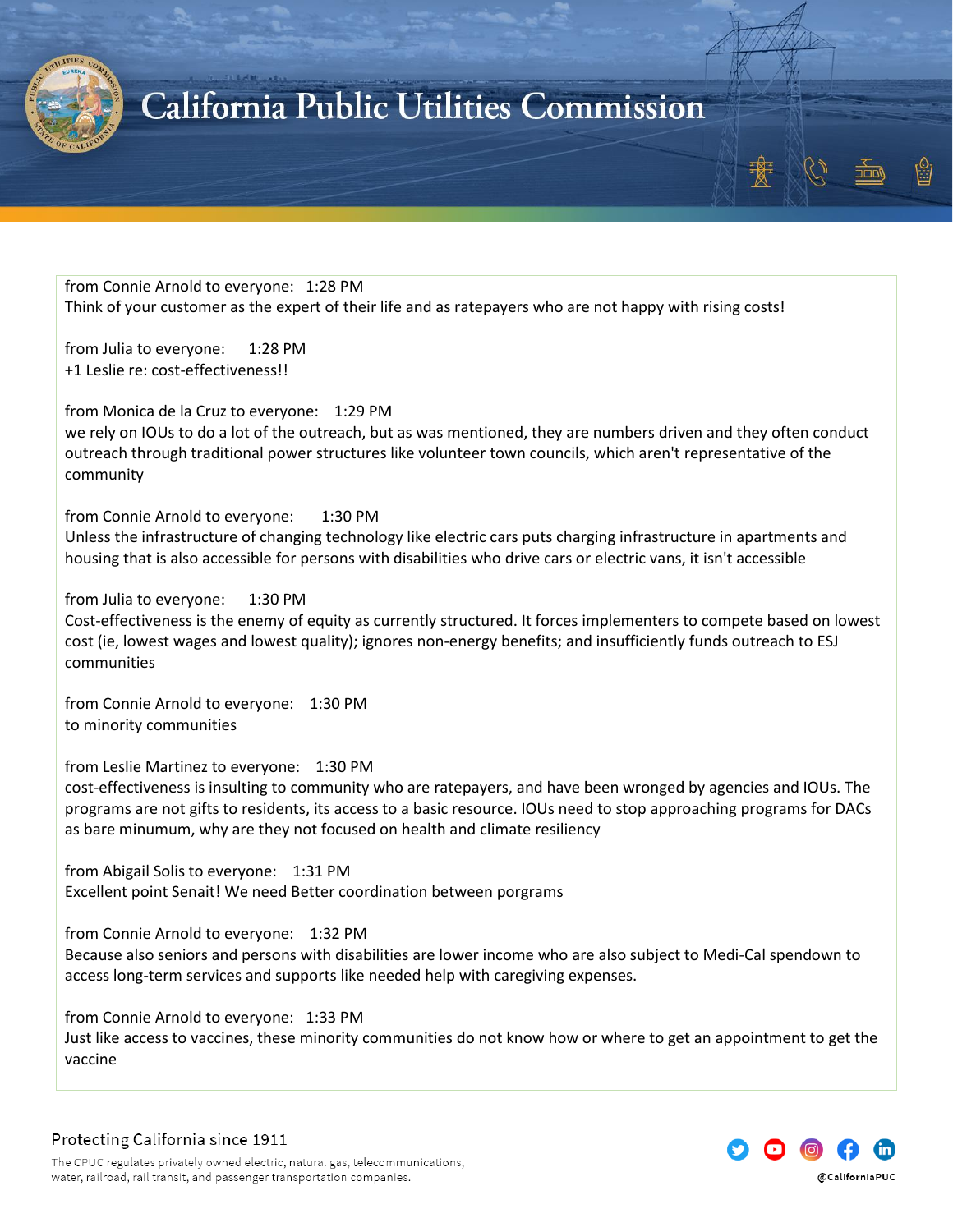from Connie Arnold to everyone: 1:28 PM
Think of your customer as the expert of their life and as ratepayers who are not happy with rising costs!

from Julia to everyone: 1:28 PM
+1 Leslie re: cost-effectiveness!!

from Monica de la Cruz to everyone: 1:29 PM
we rely on IOUs to do a lot of the outreach, but as was mentioned, they are numbers driven and they often conduct outreach through traditional power structures like volunteer town councils, which aren't representative of the community

from Connie Arnold to everyone: 1:30 PM
Unless the infrastructure of changing technology like electric cars puts charging infrastructure in apartments and housing that is also accessible for persons with disabilities who drive cars or electric vans, it isn't accessible

from Julia to everyone: 1:30 PM
Cost-effectiveness is the enemy of equity as currently structured. It forces implementers to compete based on lowest cost (ie, lowest wages and lowest quality); ignores non-energy benefits; and insufficiently funds outreach to ESJ communities

from Connie Arnold to everyone: 1:30 PM
to minority communities

from Leslie Martinez to everyone: 1:30 PM
cost-effectiveness is insulting to community who are ratepayers, and have been wronged by agencies and IOUs. The programs are not gifts to residents, its access to a basic resource. IOUs need to stop approaching programs for DACs as bare minumum, why are they not focused on health and climate resiliency

from Abigail Solis to everyone: 1:31 PM
Excellent point Senait! We need Better coordination between porgrams

from Connie Arnold to everyone: 1:32 PM
Because also seniors and persons with disabilities are lower income who are also subject to Medi-Cal spendown to access long-term services and supports like needed help with caregiving expenses.

from Connie Arnold to everyone: 1:33 PM
Just like access to vaccines, these minority communities do not know how or where to get an appointment to get the vaccine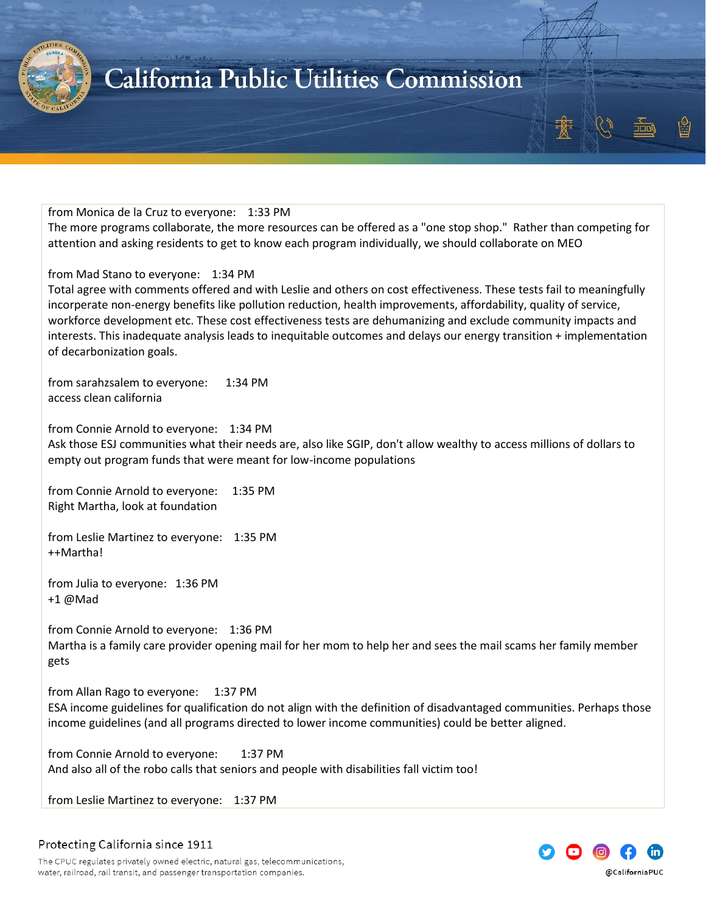from Monica de la Cruz to everyone: 1:33 PM
The more programs collaborate, the more resources can be offered as a "one stop shop." Rather than competing for attention and asking residents to get to know each program individually, we should collaborate on MEO

from Mad Stano to everyone: 1:34 PM
Total agree with comments offered and with Leslie and others on cost effectiveness. These tests fail to meaningfully incorperate non-energy benefits like pollution reduction, health improvements, affordability, quality of service, workforce development etc. These cost effectiveness tests are dehumanizing and exclude community impacts and interests. This inadequate analysis leads to inequitable outcomes and delays our energy transition + implementation of decarbonization goals.

from sarahzsalem to everyone: 1:34 PM
access clean california

from Connie Arnold to everyone: 1:34 PM
Ask those ESJ communities what their needs are, also like SGIP, don't allow wealthy to access millions of dollars to empty out program funds that were meant for low-income populations

from Connie Arnold to everyone: 1:35 PM
Right Martha, look at foundation

from Leslie Martinez to everyone: 1:35 PM
++Martha!

from Julia to everyone: 1:36 PM
+1 @Mad

from Connie Arnold to everyone: 1:36 PM
Martha is a family care provider opening mail for her mom to help her and sees the mail scams her family member gets

from Allan Rago to everyone: 1:37 PM
ESA income guidelines for qualification do not align with the definition of disadvantaged communities. Perhaps those income guidelines (and all programs directed to lower income communities) could be better aligned.

from Connie Arnold to everyone: 1:37 PM
And also all of the robo calls that seniors and people with disabilities fall victim too!

from Leslie Martinez to everyone: 1:37 PM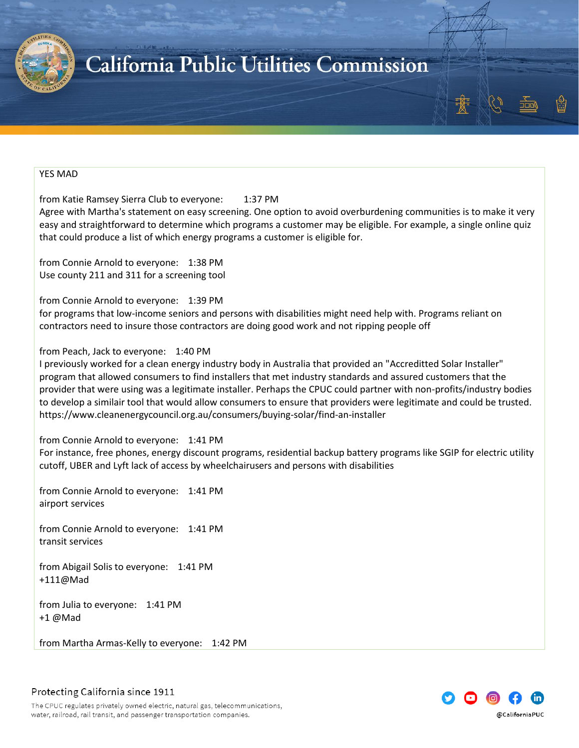YES MAD

from Katie Ramsey Sierra Club to everyone: 1:37 PM
Agree with Martha's statement on easy screening. One option to avoid overburdening communities is to make it very easy and straightforward to determine which programs a customer may be eligible. For example, a single online quiz that could produce a list of which energy programs a customer is eligible for.

from Connie Arnold to everyone: 1:38 PM
Use county 211 and 311 for a screening tool

from Connie Arnold to everyone: 1:39 PM
for programs that low-income seniors and persons with disabilities might need help with. Programs reliant on contractors need to insure those contractors are doing good work and not ripping people off

from Peach, Jack to everyone: 1:40 PM
I previously worked for a clean energy industry body in Australia that provided an "Accreditted Solar Installer" program that allowed consumers to find installers that met industry standards and assured customers that the provider that were using was a legitimate installer. Perhaps the CPUC could partner with non-profits/industry bodies to develop a similair tool that would allow consumers to ensure that providers were legitimate and could be trusted. https://www.cleanenergycouncil.org.au/consumers/buying-solar/find-an-installer

from Connie Arnold to everyone: 1:41 PM
For instance, free phones, energy discount programs, residential backup battery programs like SGIP for electric utility cutoff, UBER and Lyft lack of access by wheelchairusers and persons with disabilities

from Connie Arnold to everyone: 1:41 PM
airport services

from Connie Arnold to everyone: 1:41 PM
transit services

from Abigail Solis to everyone: 1:41 PM
+111@Mad

from Julia to everyone: 1:41 PM
+1 @Mad

from Martha Armas-Kelly to everyone: 1:42 PM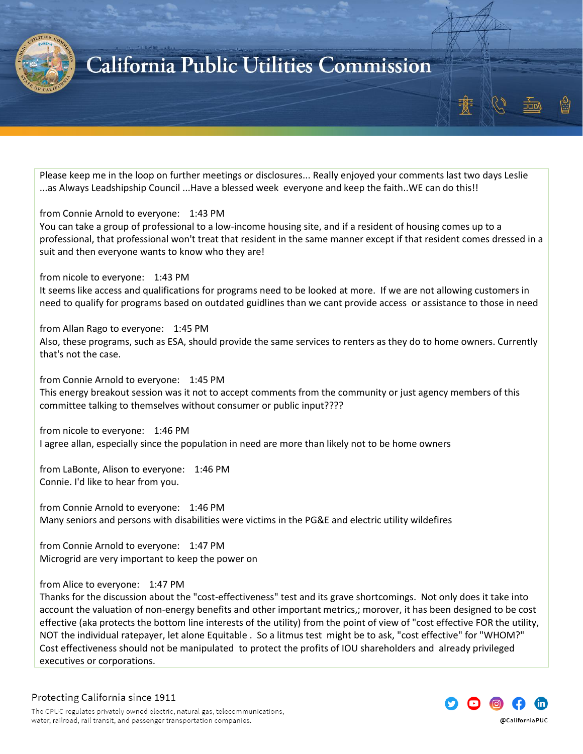Please keep me in the loop on further meetings or disclosures... Really enjoyed your comments last two days Leslie ...as Always Leadshipship Council ...Have a blessed week everyone and keep the faith..WE can do this!!

from Connie Arnold to everyone: 1:43 PM
You can take a group of professional to a low-income housing site, and if a resident of housing comes up to a professional, that professional won't treat that resident in the same manner except if that resident comes dressed in a suit and then everyone wants to know who they are!

from nicole to everyone: 1:43 PM
It seems like access and qualifications for programs need to be looked at more. If we are not allowing customers in need to qualify for programs based on outdated guidlines than we cant provide access or assistance to those in need

from Allan Rago to everyone: 1:45 PM
Also, these programs, such as ESA, should provide the same services to renters as they do to home owners. Currently that's not the case.

from Connie Arnold to everyone: 1:45 PM
This energy breakout session was it not to accept comments from the community or just agency members of this committee talking to themselves without consumer or public input????

from nicole to everyone: 1:46 PM
I agree allan, especially since the population in need are more than likely not to be home owners

from LaBonte, Alison to everyone: 1:46 PM
Connie. I'd like to hear from you.

from Connie Arnold to everyone: 1:46 PM
Many seniors and persons with disabilities were victims in the PG&E and electric utility wildefires

from Connie Arnold to everyone: 1:47 PM
Microgrid are very important to keep the power on

from Alice to everyone: 1:47 PM
Thanks for the discussion about the "cost-effectiveness" test and its grave shortcomings. Not only does it take into account the valuation of non-energy benefits and other important metrics,; morover, it has been designed to be cost effective (aka protects the bottom line interests of the utility) from the point of view of "cost effective FOR the utility, NOT the individual ratepayer, let alone Equitable . So a litmus test might be to ask, "cost effective" for "WHOM?" Cost effectiveness should not be manipulated to protect the profits of IOU shareholders and already privileged executives or corporations.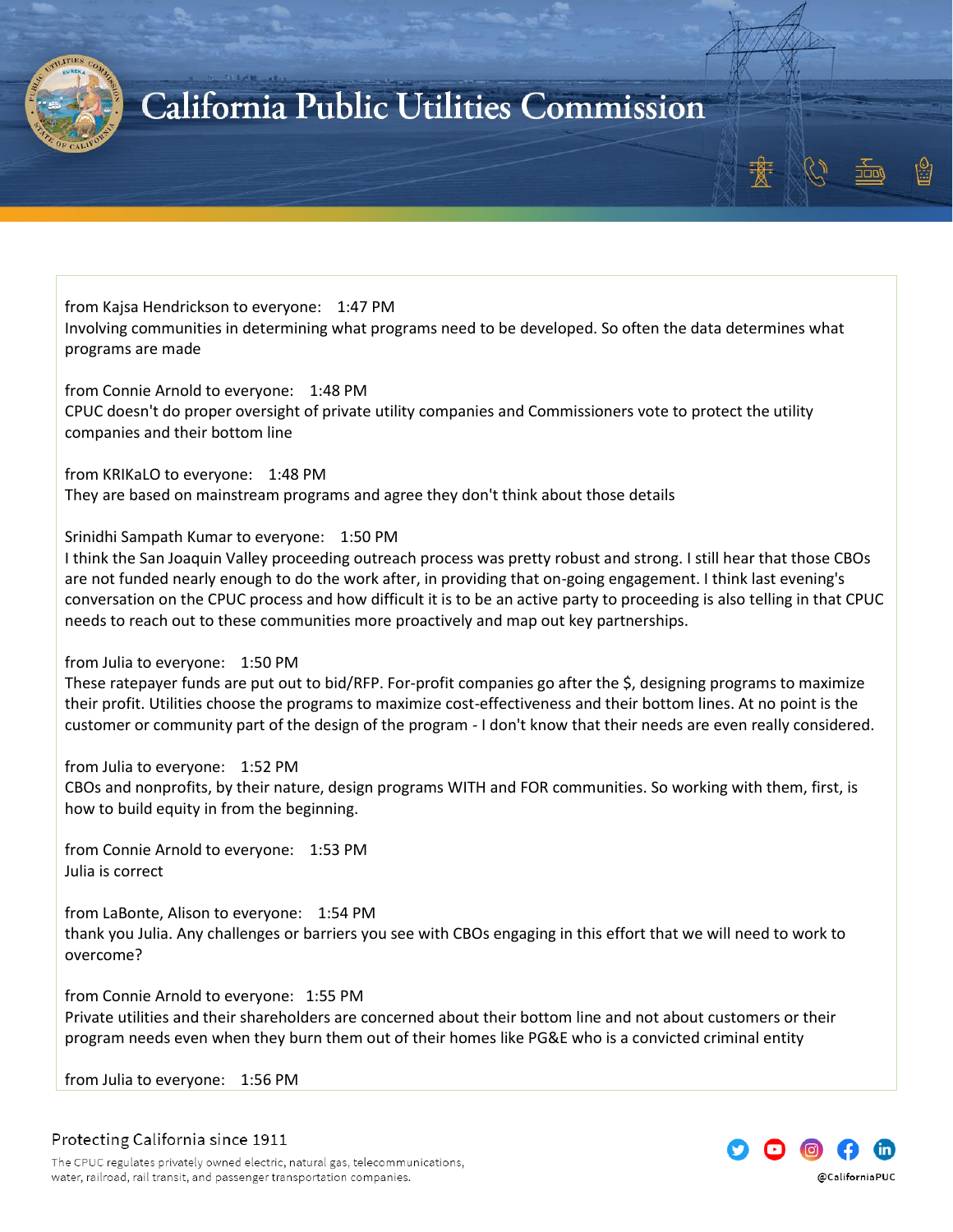from Kajsa Hendrickson to everyone: 1:47 PM
Involving communities in determining what programs need to be developed. So often the data determines what programs are made

from Connie Arnold to everyone: 1:48 PM
CPUC doesn't do proper oversight of private utility companies and Commissioners vote to protect the utility companies and their bottom line

from KRIKaLO to everyone: 1:48 PM
They are based on mainstream programs and agree they don't think about those details

Srinidhi Sampath Kumar to everyone: 1:50 PM
I think the San Joaquin Valley proceeding outreach process was pretty robust and strong. I still hear that those CBOs are not funded nearly enough to do the work after, in providing that on-going engagement. I think last evening's conversation on the CPUC process and how difficult it is to be an active party to proceeding is also telling in that CPUC needs to reach out to these communities more proactively and map out key partnerships.

from Julia to everyone: 1:50 PM
These ratepayer funds are put out to bid/RFP. For-profit companies go after the $, designing programs to maximize their profit. Utilities choose the programs to maximize cost-effectiveness and their bottom lines. At no point is the customer or community part of the design of the program - I don't know that their needs are even really considered.

from Julia to everyone: 1:52 PM
CBOs and nonprofits, by their nature, design programs WITH and FOR communities. So working with them, first, is how to build equity in from the beginning.

from Connie Arnold to everyone: 1:53 PM
Julia is correct

from LaBonte, Alison to everyone: 1:54 PM
thank you Julia. Any challenges or barriers you see with CBOs engaging in this effort that we will need to work to overcome?

from Connie Arnold to everyone: 1:55 PM
Private utilities and their shareholders are concerned about their bottom line and not about customers or their program needs even when they burn them out of their homes like PG&E who is a convicted criminal entity

from Julia to everyone: 1:56 PM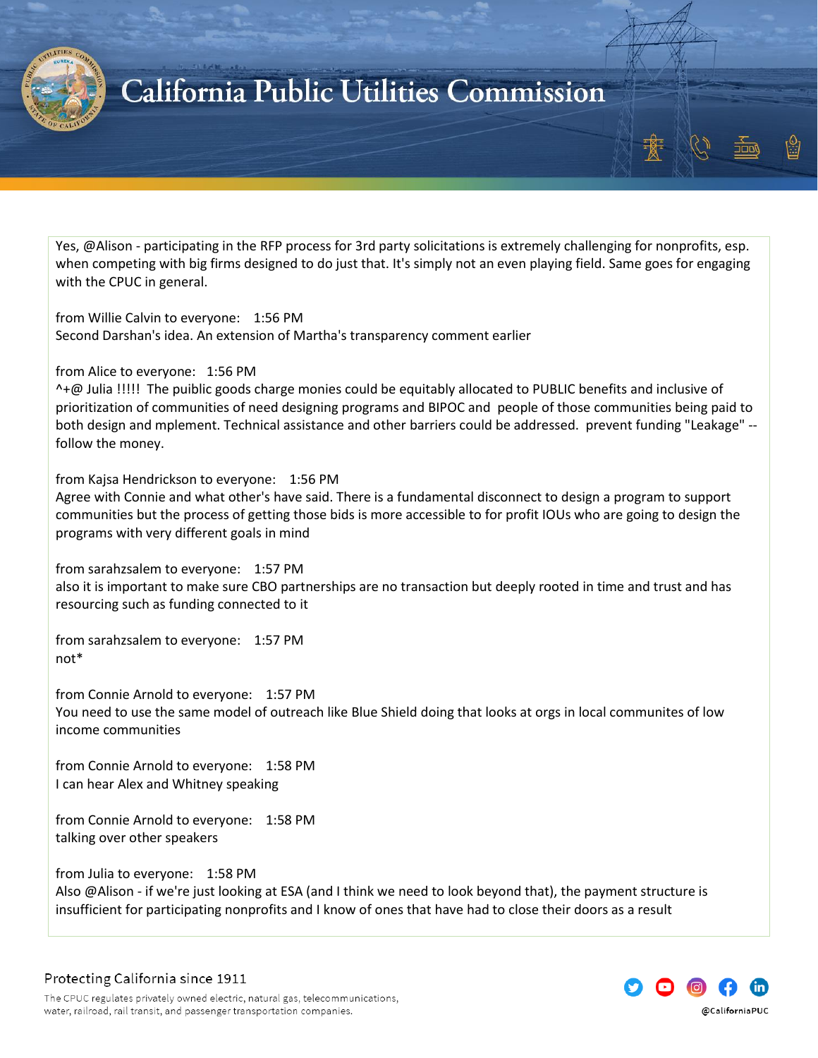Yes, @Alison - participating in the RFP process for 3rd party solicitations is extremely challenging for nonprofits, esp. when competing with big firms designed to do just that. It's simply not an even playing field. Same goes for engaging with the CPUC in general.

from Willie Calvin to everyone: 1:56 PM
Second Darshan's idea. An extension of Martha's transparency comment earlier

from Alice to everyone: 1:56 PM
^+@ Julia !!!!! The puiblic goods charge monies could be equitably allocated to PUBLIC benefits and inclusive of prioritization of communities of need designing programs and BIPOC and people of those communities being paid to both design and mplement. Technical assistance and other barriers could be addressed. prevent funding "Leakage" -- follow the money.

from Kajsa Hendrickson to everyone: 1:56 PM
Agree with Connie and what other's have said. There is a fundamental disconnect to design a program to support communities but the process of getting those bids is more accessible to for profit IOUs who are going to design the programs with very different goals in mind

from sarahzsalem to everyone: 1:57 PM
also it is important to make sure CBO partnerships are no transaction but deeply rooted in time and trust and has resourcing such as funding connected to it

from sarahzsalem to everyone: 1:57 PM
not*

from Connie Arnold to everyone: 1:57 PM
You need to use the same model of outreach like Blue Shield doing that looks at orgs in local communites of low income communities

from Connie Arnold to everyone: 1:58 PM
I can hear Alex and Whitney speaking

from Connie Arnold to everyone: 1:58 PM
talking over other speakers

from Julia to everyone: 1:58 PM
Also @Alison - if we're just looking at ESA (and I think we need to look beyond that), the payment structure is insufficient for participating nonprofits and I know of ones that have had to close their doors as a result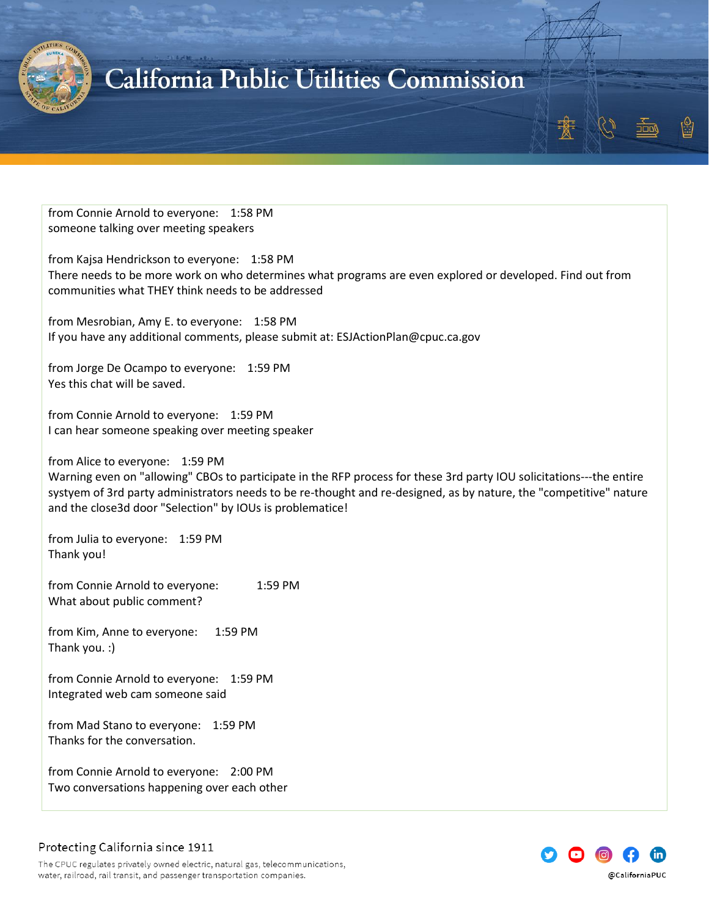from Connie Arnold to everyone: 1:58 PM
someone talking over meeting speakers

from Kajsa Hendrickson to everyone: 1:58 PM
There needs to be more work on who determines what programs are even explored or developed. Find out from communities what THEY think needs to be addressed

from Mesrobian, Amy E. to everyone: 1:58 PM
If you have any additional comments, please submit at: ESJActionPlan@cpuc.ca.gov

from Jorge De Ocampo to everyone: 1:59 PM
Yes this chat will be saved.

from Connie Arnold to everyone: 1:59 PM
I can hear someone speaking over meeting speaker

from Alice to everyone: 1:59 PM
Warning even on "allowing" CBOs to participate in the RFP process for these 3rd party IOU solicitations---the entire systyem of 3rd party administrators needs to be re-thought and re-designed, as by nature, the "competitive" nature and the close3d door "Selection" by IOUs is problematice!

from Julia to everyone: 1:59 PM
Thank you!

from Connie Arnold to everyone: 1:59 PM
What about public comment?

from Kim, Anne to everyone: 1:59 PM
Thank you. :)

from Connie Arnold to everyone: 1:59 PM
Integrated web cam someone said

from Mad Stano to everyone: 1:59 PM
Thanks for the conversation.

from Connie Arnold to everyone: 2:00 PM
Two conversations happening over each other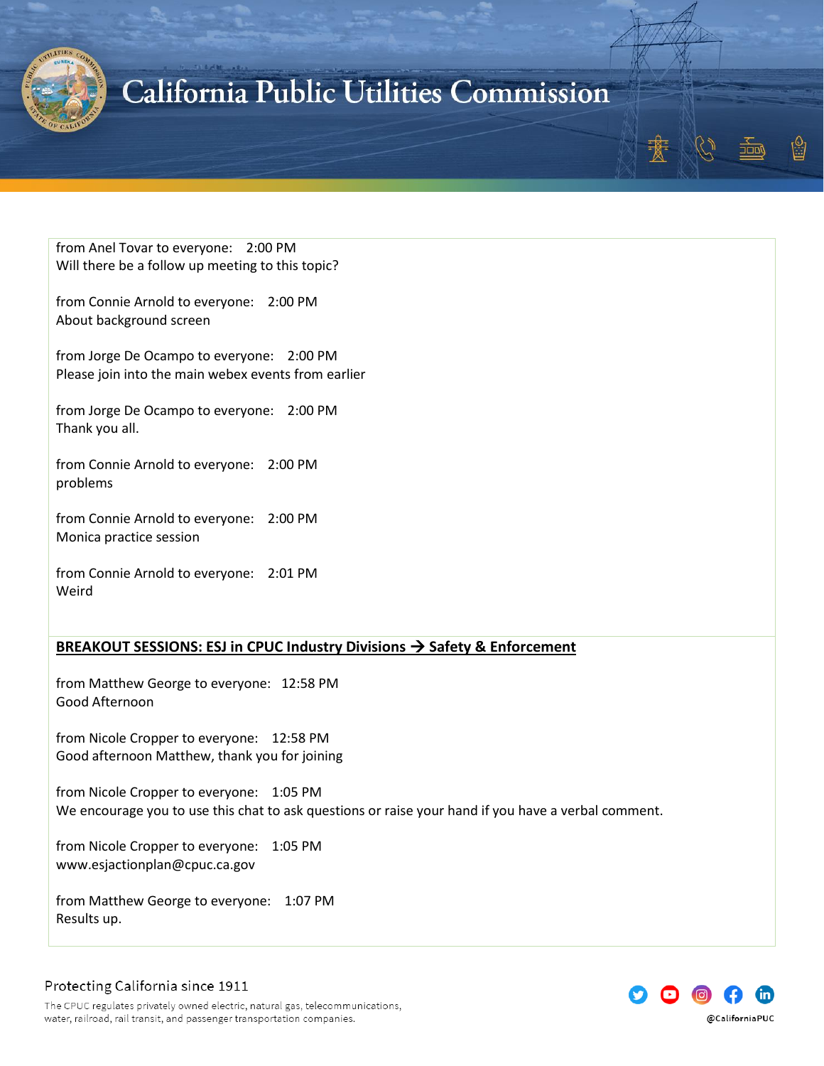from Anel Tovar to everyone: 2:00 PM
Will there be a follow up meeting to this topic?

from Connie Arnold to everyone: 2:00 PM
About background screen

from Jorge De Ocampo to everyone: 2:00 PM
Please join into the main webex events from earlier

from Jorge De Ocampo to everyone: 2:00 PM
Thank you all.

from Connie Arnold to everyone: 2:00 PM
problems

from Connie Arnold to everyone: 2:00 PM
Monica practice session

from Connie Arnold to everyone: 2:01 PM
Weird

**BREAKOUT SESSIONS: ESJ in CPUC Industry Divisions → Safety & Enforcement**

from Matthew George to everyone: 12:58 PM
Good Afternoon

from Nicole Cropper to everyone: 12:58 PM
Good afternoon Matthew, thank you for joining

from Nicole Cropper to everyone: 1:05 PM
We encourage you to use this chat to ask questions or raise your hand if you have a verbal comment.

from Nicole Cropper to everyone: 1:05 PM
www.esjactionplan@cpuc.ca.gov

from Matthew George to everyone: 1:07 PM
Results up.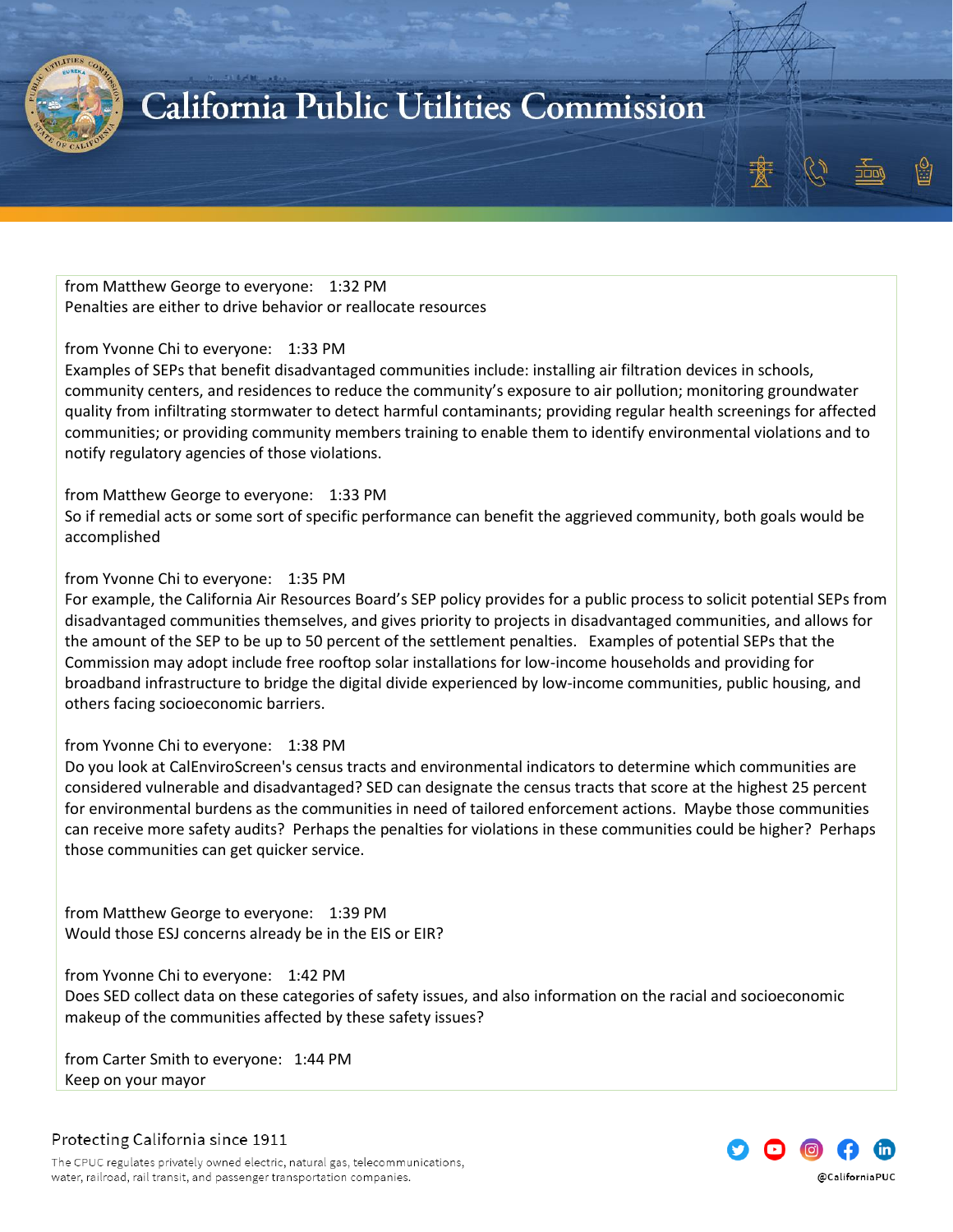from Matthew George to everyone: 1:32 PM
Penalties are either to drive behavior or reallocate resources

from Yvonne Chi to everyone: 1:33 PM
Examples of SEPs that benefit disadvantaged communities include: installing air filtration devices in schools, community centers, and residences to reduce the community's exposure to air pollution; monitoring groundwater quality from infiltrating stormwater to detect harmful contaminants; providing regular health screenings for affected communities; or providing community members training to enable them to identify environmental violations and to notify regulatory agencies of those violations.

from Matthew George to everyone: 1:33 PM
So if remedial acts or some sort of specific performance can benefit the aggrieved community, both goals would be accomplished

from Yvonne Chi to everyone: 1:35 PM
For example, the California Air Resources Board's SEP policy provides for a public process to solicit potential SEPs from disadvantaged communities themselves, and gives priority to projects in disadvantaged communities, and allows for the amount of the SEP to be up to 50 percent of the settlement penalties. Examples of potential SEPs that the Commission may adopt include free rooftop solar installations for low-income households and providing for broadband infrastructure to bridge the digital divide experienced by low-income communities, public housing, and others facing socioeconomic barriers.

from Yvonne Chi to everyone: 1:38 PM
Do you look at CalEnviroScreen's census tracts and environmental indicators to determine which communities are considered vulnerable and disadvantaged? SED can designate the census tracts that score at the highest 25 percent for environmental burdens as the communities in need of tailored enforcement actions. Maybe those communities can receive more safety audits? Perhaps the penalties for violations in these communities could be higher? Perhaps those communities can get quicker service.

from Matthew George to everyone: 1:39 PM
Would those ESJ concerns already be in the EIS or EIR?

from Yvonne Chi to everyone: 1:42 PM
Does SED collect data on these categories of safety issues, and also information on the racial and socioeconomic makeup of the communities affected by these safety issues?

from Carter Smith to everyone: 1:44 PM
Keep on your mayor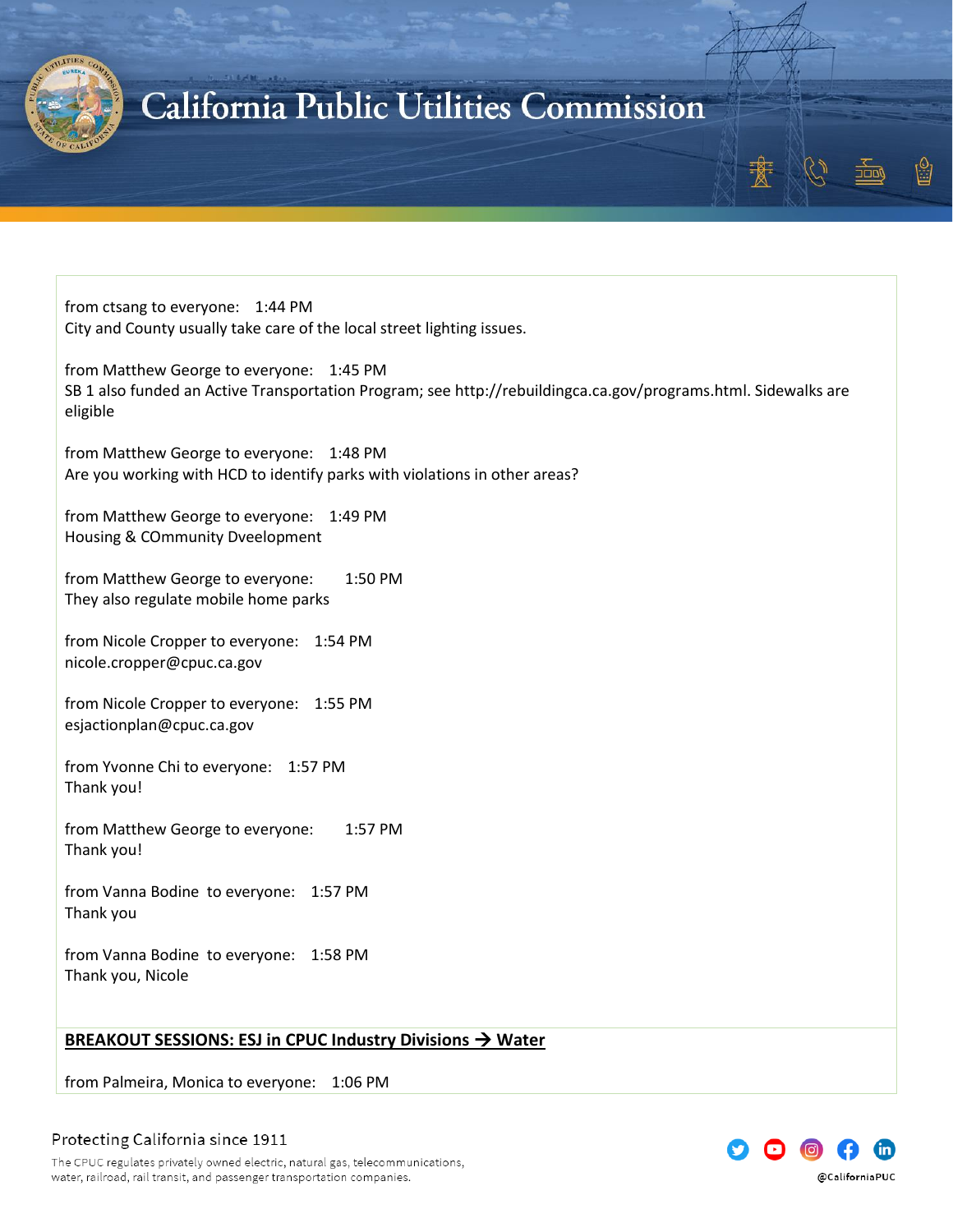from ctsang to everyone: 1:44 PM
City and County usually take care of the local street lighting issues.

from Matthew George to everyone: 1:45 PM
SB 1 also funded an Active Transportation Program; see http://rebuildingca.ca.gov/programs.html. Sidewalks are eligible

from Matthew George to everyone: 1:48 PM
Are you working with HCD to identify parks with violations in other areas?

from Matthew George to everyone: 1:49 PM
Housing & COmmunity Dveelopment

from Matthew George to everyone: 1:50 PM
They also regulate mobile home parks

from Nicole Cropper to everyone: 1:54 PM
nicole.cropper@cpuc.ca.gov

from Nicole Cropper to everyone: 1:55 PM
esjactionplan@cpuc.ca.gov

from Yvonne Chi to everyone: 1:57 PM
Thank you!

from Matthew George to everyone: 1:57 PM
Thank you!

from Vanna Bodine to everyone: 1:57 PM
Thank you

from Vanna Bodine to everyone: 1:58 PM
Thank you, Nicole

**BREAKOUT SESSIONS: ESJ in CPUC Industry Divisions → Water**

from Palmeira, Monica to everyone: 1:06 PM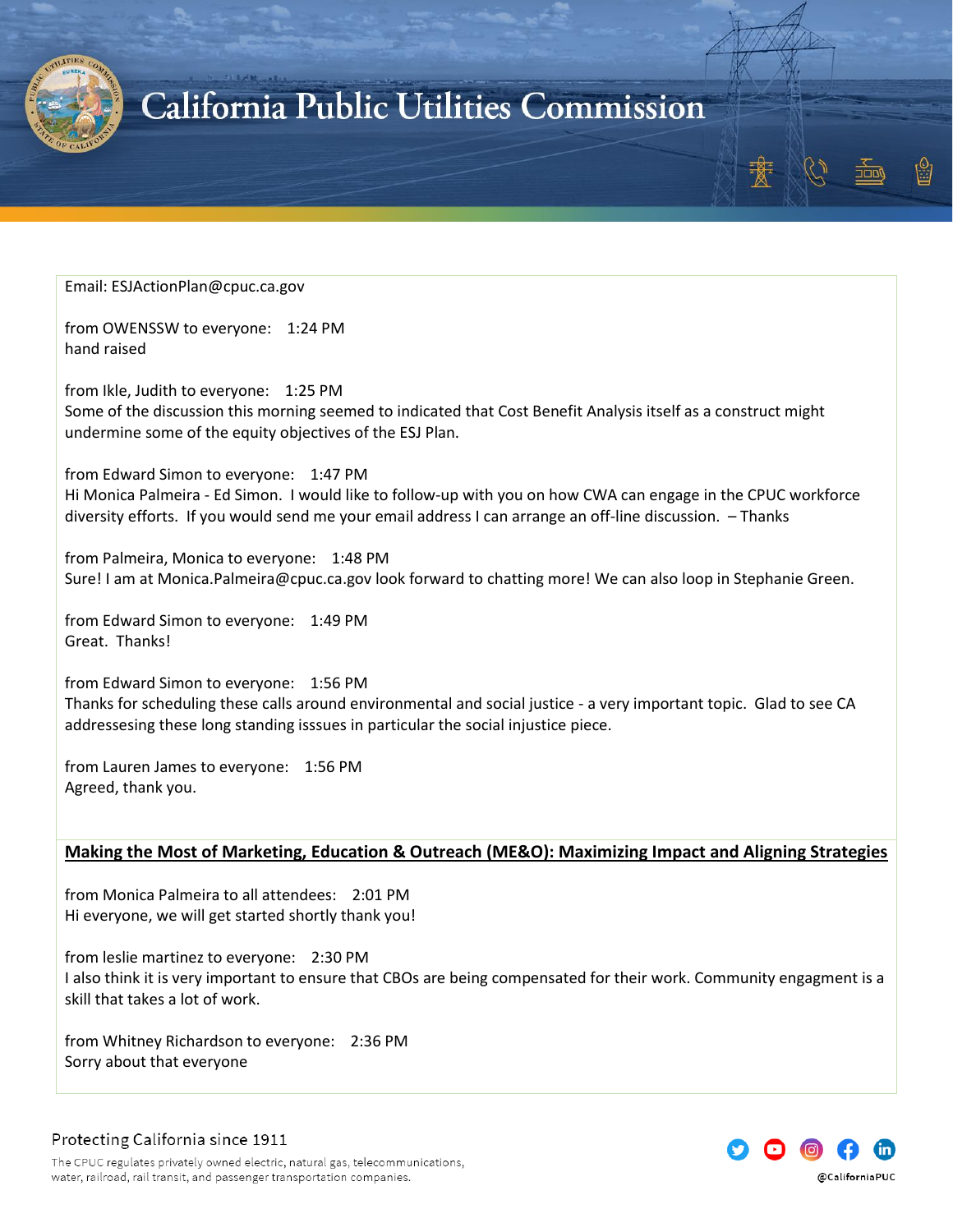Email: ESJActionPlan@cpuc.ca.gov

from OWENSSW to everyone: 1:24 PM
hand raised

from Ikle, Judith to everyone: 1:25 PM
Some of the discussion this morning seemed to indicated that Cost Benefit Analysis itself as a construct might undermine some of the equity objectives of the ESJ Plan.

from Edward Simon to everyone: 1:47 PM
Hi Monica Palmeira - Ed Simon. I would like to follow-up with you on how CWA can engage in the CPUC workforce diversity efforts. If you would send me your email address I can arrange an off-line discussion. – Thanks

from Palmeira, Monica to everyone: 1:48 PM
Sure! I am at Monica.Palmeira@cpuc.ca.gov look forward to chatting more! We can also loop in Stephanie Green.

from Edward Simon to everyone: 1:49 PM
Great. Thanks!

from Edward Simon to everyone: 1:56 PM
Thanks for scheduling these calls around environmental and social justice - a very important topic. Glad to see CA addressesing these long standing isssues in particular the social injustice piece.

from Lauren James to everyone: 1:56 PM
Agreed, thank you.

**Making the Most of Marketing, Education & Outreach (ME&O): Maximizing Impact and Aligning Strategies**

from Monica Palmeira to all attendees: 2:01 PM
Hi everyone, we will get started shortly thank you!

from leslie martinez to everyone: 2:30 PM
I also think it is very important to ensure that CBOs are being compensated for their work. Community engagment is a skill that takes a lot of work.

from Whitney Richardson to everyone: 2:36 PM
Sorry about that everyone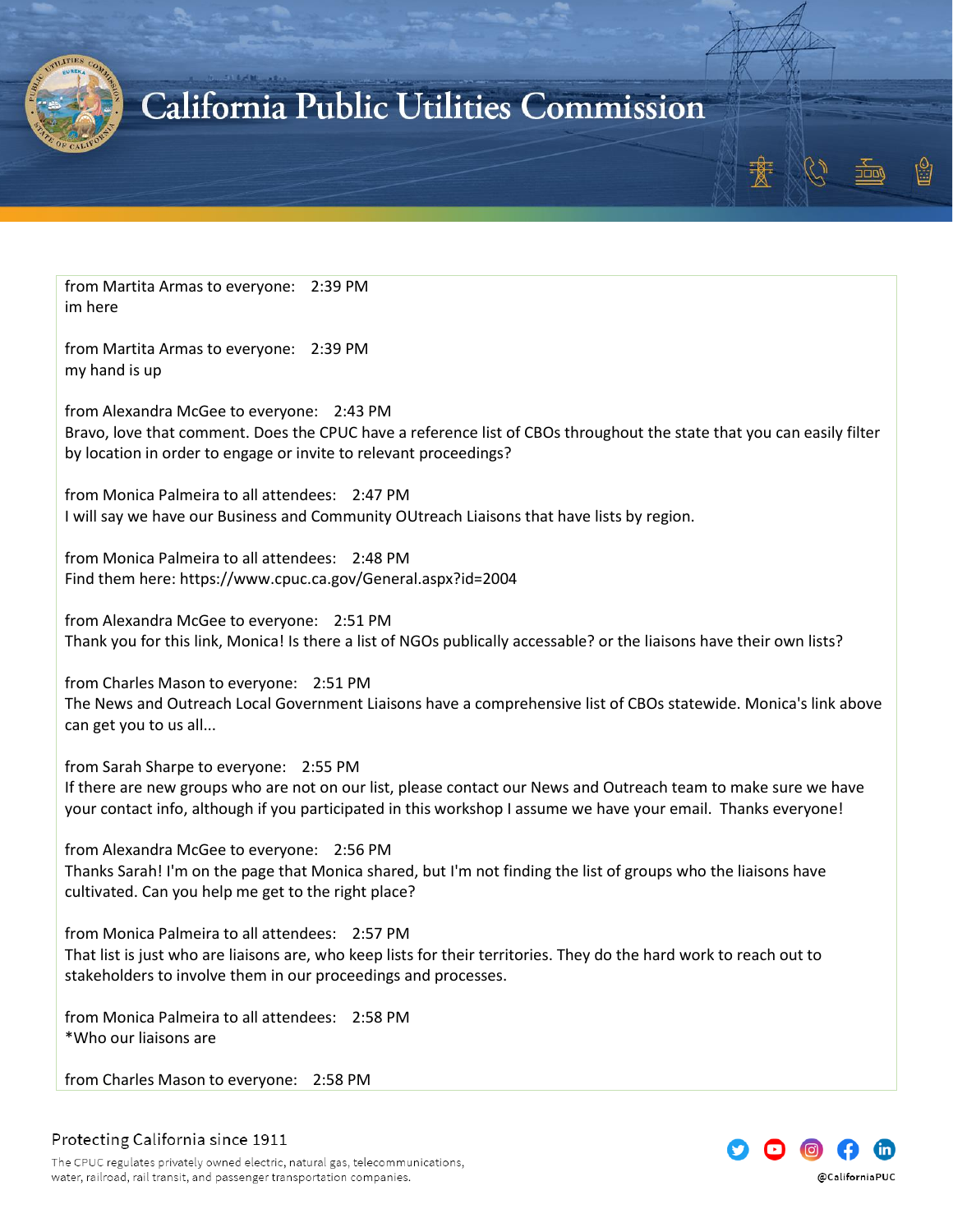from Martita Armas to everyone:    2:39 PM
im here

from Martita Armas to everyone:    2:39 PM
my hand is up

from Alexandra McGee to everyone:    2:43 PM
Bravo, love that comment. Does the CPUC have a reference list of CBOs throughout the state that you can easily filter by location in order to engage or invite to relevant proceedings?

from Monica Palmeira to all attendees:    2:47 PM
I will say we have our Business and Community OUtreach Liaisons that have lists by region.

from Monica Palmeira to all attendees:    2:48 PM
Find them here: https://www.cpuc.ca.gov/General.aspx?id=2004

from Alexandra McGee to everyone:    2:51 PM
Thank you for this link, Monica! Is there a list of NGOs publically accessable? or the liaisons have their own lists?

from Charles Mason to everyone:    2:51 PM
The News and Outreach Local Government Liaisons have a comprehensive list of CBOs statewide. Monica's link above can get you to us all...

from Sarah Sharpe to everyone:    2:55 PM
If there are new groups who are not on our list, please contact our News and Outreach team to make sure we have your contact info, although if you participated in this workshop I assume we have your email.  Thanks everyone!

from Alexandra McGee to everyone:    2:56 PM
Thanks Sarah! I'm on the page that Monica shared, but I'm not finding the list of groups who the liaisons have cultivated. Can you help me get to the right place?

from Monica Palmeira to all attendees:    2:57 PM
That list is just who are liaisons are, who keep lists for their territories. They do the hard work to reach out to stakeholders to involve them in our proceedings and processes.

from Monica Palmeira to all attendees:    2:58 PM
*Who our liaisons are

from Charles Mason to everyone:    2:58 PM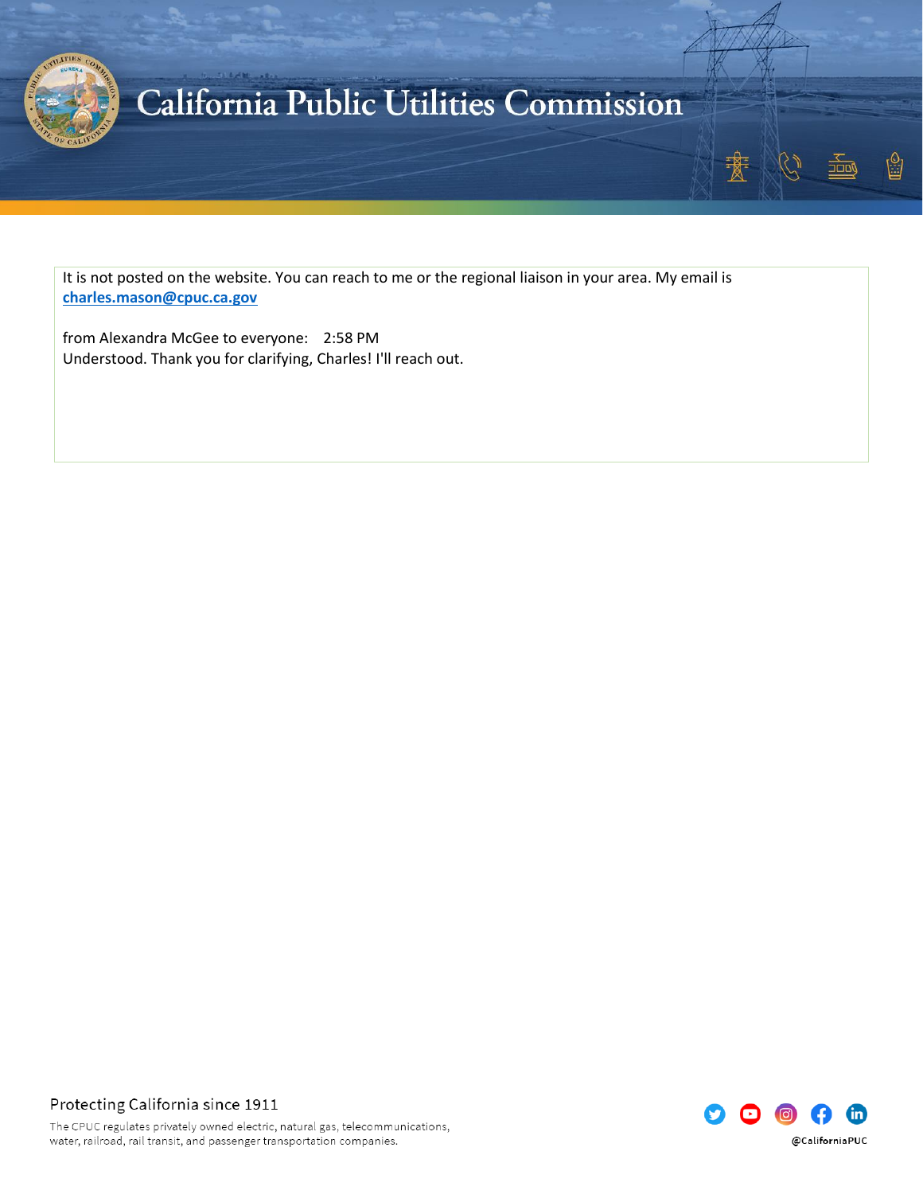It is not posted on the website. You can reach to me or the regional liaison in your area. My email is **charles.mason@cpuc.ca.gov**

from Alexandra McGee to everyone: 2:58 PM
Understood. Thank you for clarifying, Charles! I'll reach out.